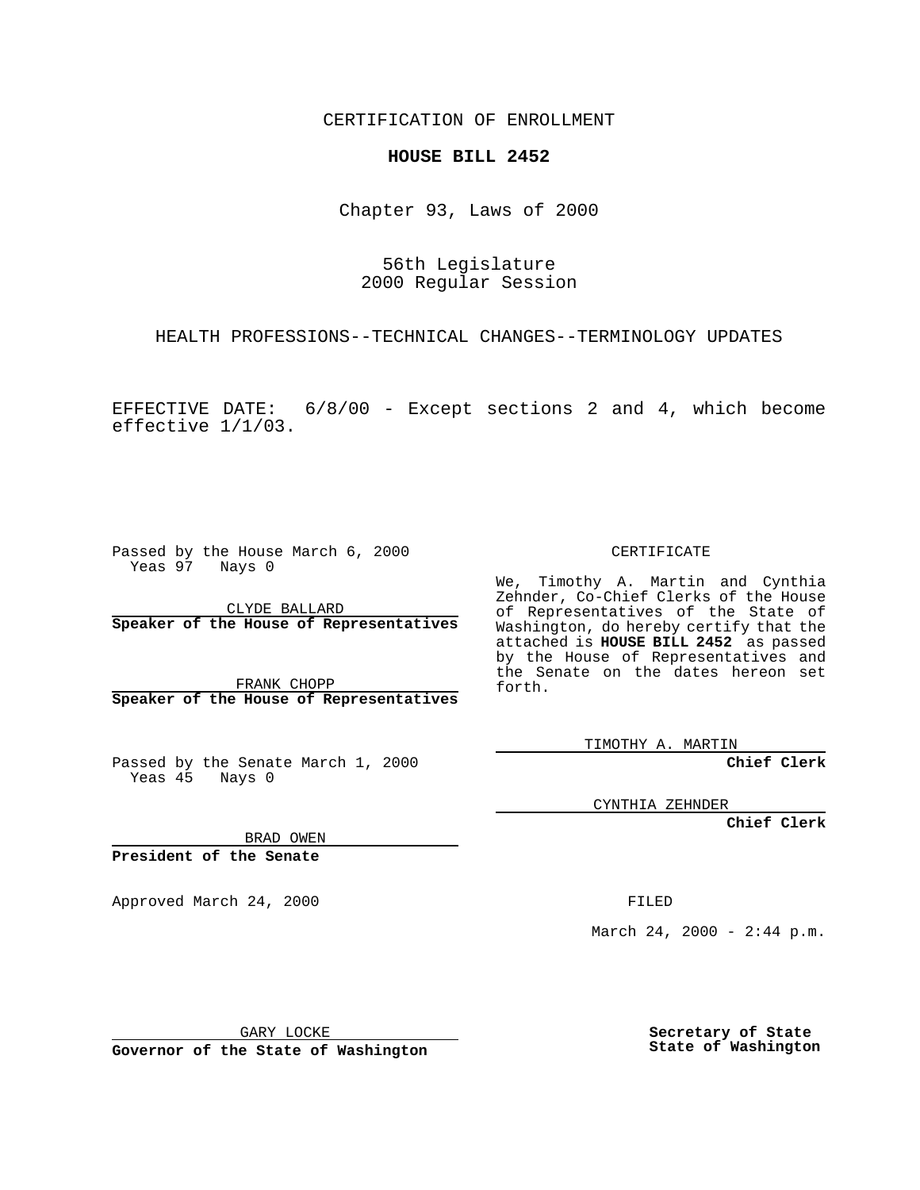CERTIFICATION OF ENROLLMENT

# HOUSE BILL 2452

Chapter 93, Laws of 2000

56th Legislature
2000 Regular Session

HEALTH PROFESSIONS--TECHNICAL CHANGES--TERMINOLOGY UPDATES

EFFECTIVE DATE: 6/8/00 - Except sections 2 and 4, which become effective 1/1/03.

Passed by the House March 6, 2000
Yeas 97 Nays 0

CLYDE BALLARD
**Speaker of the House of Representatives**

FRANK CHOPP
**Speaker of the House of Representatives**

Passed by the Senate March 1, 2000
Yeas 45 Nays 0

BRAD OWEN
**President of the Senate**

Approved March 24, 2000

GARY LOCKE
**Governor of the State of Washington**

CERTIFICATE

We, Timothy A. Martin and Cynthia Zehnder, Co-Chief Clerks of the House of Representatives of the State of Washington, do hereby certify that the attached is **HOUSE BILL 2452** as passed by the House of Representatives and the Senate on the dates hereon set forth.

TIMOTHY A. MARTIN
**Chief Clerk**

CYNTHIA ZEHNDER
**Chief Clerk**

FILED

March 24, 2000 - 2:44 p.m.

**Secretary of State**
**State of Washington**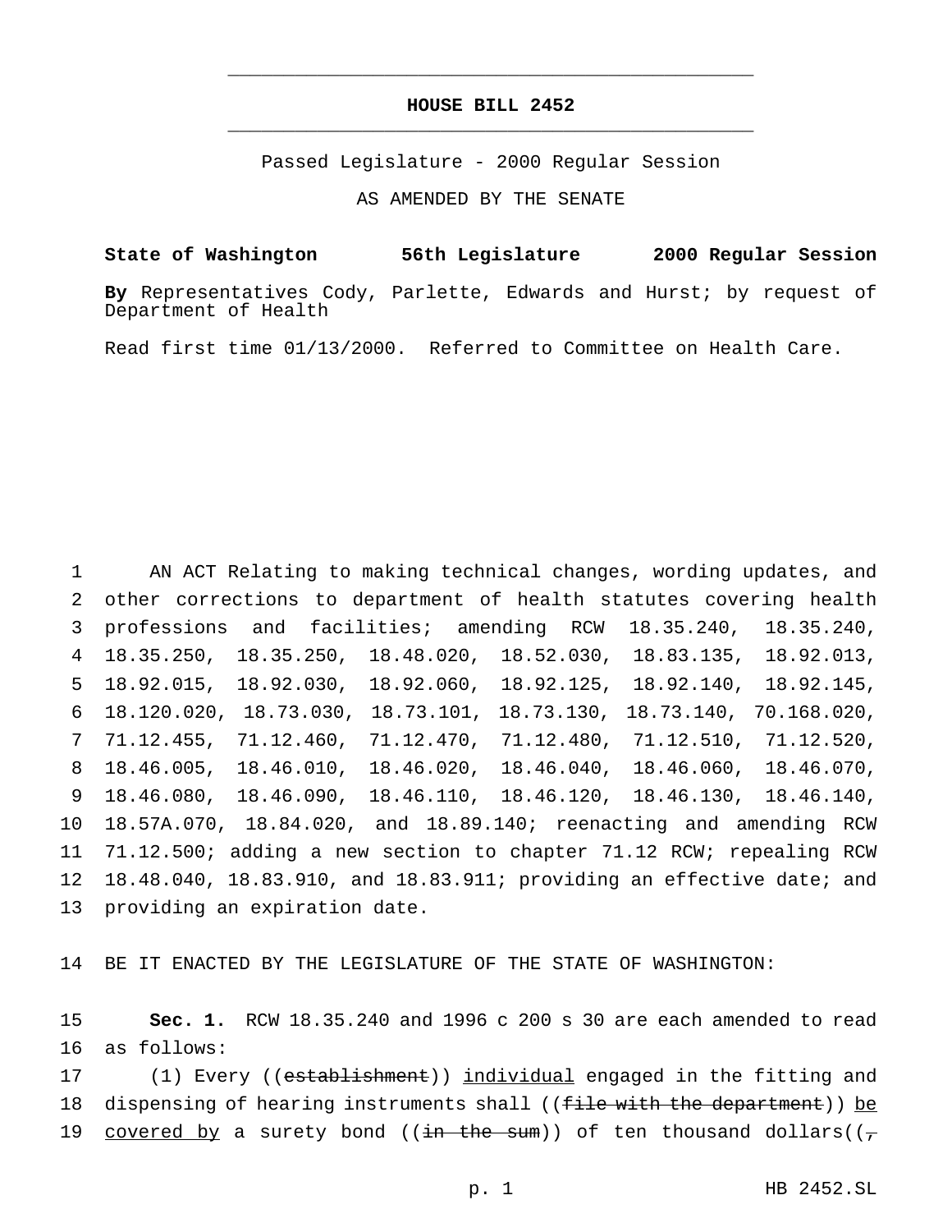# HOUSE BILL 2452

Passed Legislature - 2000 Regular Session

AS AMENDED BY THE SENATE

**State of Washington 56th Legislature 2000 Regular Session**

**By** Representatives Cody, Parlette, Edwards and Hurst; by request of Department of Health

Read first time 01/13/2000. Referred to Committee on Health Care.

1 AN ACT Relating to making technical changes, wording updates, and
2 other corrections to department of health statutes covering health
3 professions and facilities; amending RCW 18.35.240, 18.35.240,
4 18.35.250, 18.35.250, 18.48.020, 18.52.030, 18.83.135, 18.92.013,
5 18.92.015, 18.92.030, 18.92.060, 18.92.125, 18.92.140, 18.92.145,
6 18.120.020, 18.73.030, 18.73.101, 18.73.130, 18.73.140, 70.168.020,
7 71.12.455, 71.12.460, 71.12.470, 71.12.480, 71.12.510, 71.12.520,
8 18.46.005, 18.46.010, 18.46.020, 18.46.040, 18.46.060, 18.46.070,
9 18.46.080, 18.46.090, 18.46.110, 18.46.120, 18.46.130, 18.46.140,
10 18.57A.070, 18.84.020, and 18.89.140; reenacting and amending RCW
11 71.12.500; adding a new section to chapter 71.12 RCW; repealing RCW
12 18.48.040, 18.83.910, and 18.83.911; providing an effective date; and
13 providing an expiration date.

14 BE IT ENACTED BY THE LEGISLATURE OF THE STATE OF WASHINGTON:

15 **Sec. 1.** RCW 18.35.240 and 1996 c 200 s 30 are each amended to read
16 as follows:

17 (1) Every ((~~establishment~~)) <u>individual</u> engaged in the fitting and
18 dispensing of hearing instruments shall ((~~file with the department~~)) <u>be</u>
19 <u>covered by</u> a surety bond ((~~in the sum~~)) of ten thousand dollars((~~,~~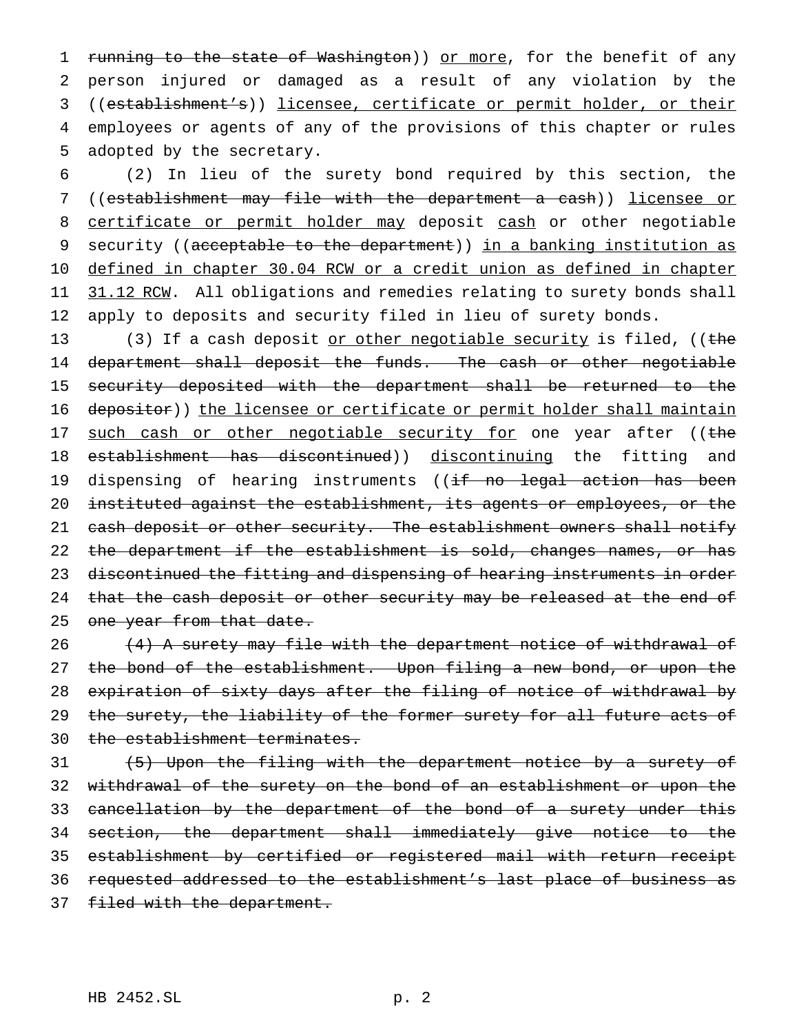~~running to the state of Washington~~)) <u>or more</u>, for the benefit of any person injured or damaged as a result of any violation by the ((~~establishment's~~)) <u>licensee, certificate or permit holder, or their</u> employees or agents of any of the provisions of this chapter or rules adopted by the secretary.

(2) In lieu of the surety bond required by this section, the ((~~establishment may file with the department a cash~~)) <u>licensee or certificate or permit holder may</u> deposit <u>cash</u> or other negotiable security ((~~acceptable to the department~~)) <u>in a banking institution as defined in chapter 30.04 RCW or a credit union as defined in chapter 31.12 RCW</u>. All obligations and remedies relating to surety bonds shall apply to deposits and security filed in lieu of surety bonds.

(3) If a cash deposit <u>or other negotiable security</u> is filed, ((~~the department shall deposit the funds. The cash or other negotiable security deposited with the department shall be returned to the depositor~~)) <u>the licensee or certificate or permit holder shall maintain such cash or other negotiable security for</u> one year after ((~~the establishment has discontinued~~)) <u>discontinuing</u> the fitting and dispensing of hearing instruments ((~~if no legal action has been instituted against the establishment, its agents or employees, or the cash deposit or other security. The establishment owners shall notify the department if the establishment is sold, changes names, or has discontinued the fitting and dispensing of hearing instruments in order that the cash deposit or other security may be released at the end of one year from that date.~~

~~(4) A surety may file with the department notice of withdrawal of the bond of the establishment. Upon filing a new bond, or upon the expiration of sixty days after the filing of notice of withdrawal by the surety, the liability of the former surety for all future acts of the establishment terminates.~~

~~(5) Upon the filing with the department notice by a surety of withdrawal of the surety on the bond of an establishment or upon the cancellation by the department of the bond of a surety under this section, the department shall immediately give notice to the establishment by certified or registered mail with return receipt requested addressed to the establishment's last place of business as filed with the department.~~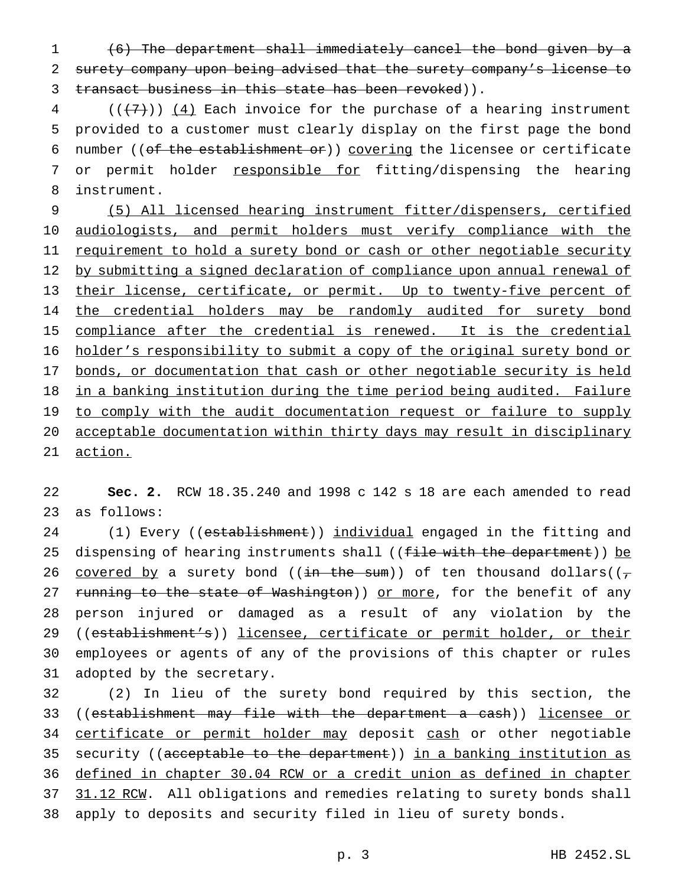~~(6) The department shall immediately cancel the bond given by a surety company upon being advised that the surety company's license to transact business in this state has been revoked~~)).

((~~(7)~~)) <u>(4)</u> Each invoice for the purchase of a hearing instrument provided to a customer must clearly display on the first page the bond number ((~~of the establishment or~~)) <u>covering</u> the licensee or certificate or permit holder <u>responsible for</u> fitting/dispensing the hearing instrument.

<u>(5) All licensed hearing instrument fitter/dispensers, certified audiologists, and permit holders must verify compliance with the requirement to hold a surety bond or cash or other negotiable security by submitting a signed declaration of compliance upon annual renewal of their license, certificate, or permit. Up to twenty-five percent of the credential holders may be randomly audited for surety bond compliance after the credential is renewed. It is the credential holder's responsibility to submit a copy of the original surety bond or bonds, or documentation that cash or other negotiable security is held in a banking institution during the time period being audited. Failure to comply with the audit documentation request or failure to supply acceptable documentation within thirty days may result in disciplinary action.</u>

**Sec. 2.** RCW 18.35.240 and 1998 c 142 s 18 are each amended to read as follows:

(1) Every ((~~establishment~~)) <u>individual</u> engaged in the fitting and dispensing of hearing instruments shall ((~~file with the department~~)) <u>be covered by</u> a surety bond ((~~in the sum~~)) of ten thousand dollars((~~, running to the state of Washington~~)) <u>or more</u>, for the benefit of any person injured or damaged as a result of any violation by the ((~~establishment's~~)) <u>licensee, certificate or permit holder, or their</u> employees or agents of any of the provisions of this chapter or rules adopted by the secretary.

(2) In lieu of the surety bond required by this section, the ((~~establishment may file with the department a cash~~)) <u>licensee or certificate or permit holder may</u> deposit <u>cash</u> or other negotiable security ((~~acceptable to the department~~)) <u>in a banking institution as defined in chapter 30.04 RCW or a credit union as defined in chapter 31.12 RCW</u>. All obligations and remedies relating to surety bonds shall apply to deposits and security filed in lieu of surety bonds.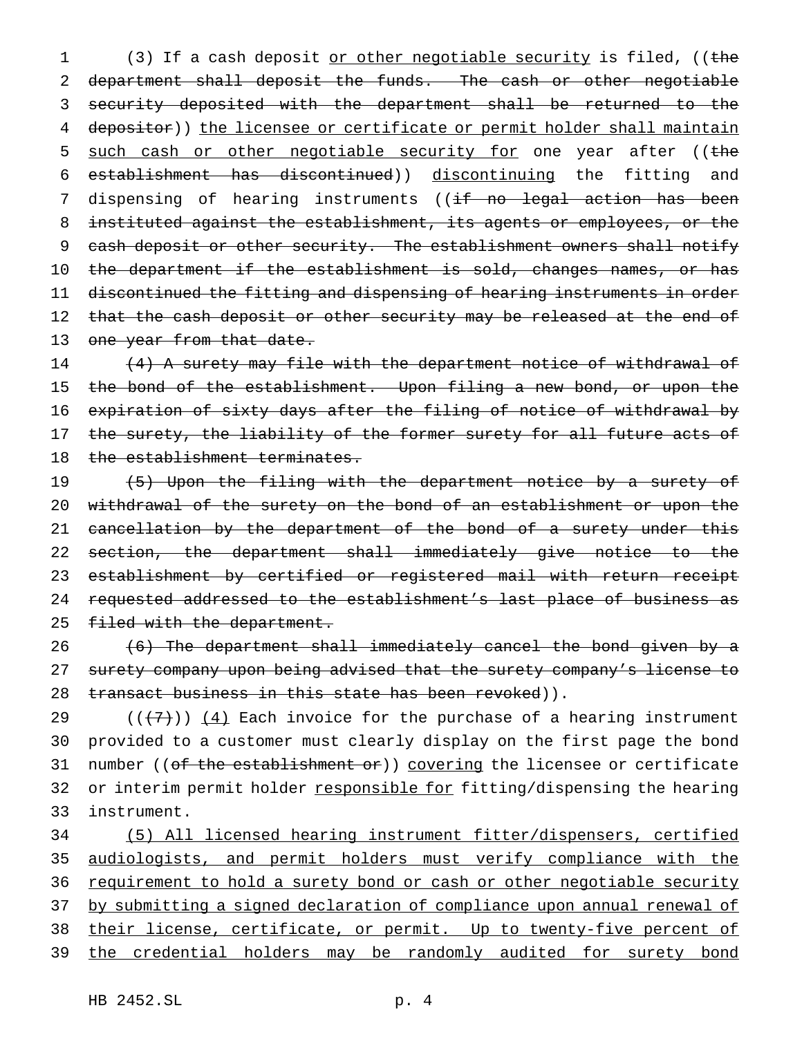(3) If a cash deposit <u>or other negotiable security</u> is filed, ((~~the department shall deposit the funds. The cash or other negotiable security deposited with the department shall be returned to the depositor~~)) <u>the licensee or certificate or permit holder shall maintain such cash or other negotiable security for</u> one year after ((~~the establishment has discontinued~~)) <u>discontinuing</u> the fitting and dispensing of hearing instruments ((~~if no legal action has been instituted against the establishment, its agents or employees, or the cash deposit or other security. The establishment owners shall notify the department if the establishment is sold, changes names, or has discontinued the fitting and dispensing of hearing instruments in order that the cash deposit or other security may be released at the end of one year from that date.~~

~~(4) A surety may file with the department notice of withdrawal of the bond of the establishment. Upon filing a new bond, or upon the expiration of sixty days after the filing of notice of withdrawal by the surety, the liability of the former surety for all future acts of the establishment terminates.~~

~~(5) Upon the filing with the department notice by a surety of withdrawal of the surety on the bond of an establishment or upon the cancellation by the department of the bond of a surety under this section, the department shall immediately give notice to the establishment by certified or registered mail with return receipt requested addressed to the establishment's last place of business as filed with the department.~~

~~(6) The department shall immediately cancel the bond given by a surety company upon being advised that the surety company's license to transact business in this state has been revoked~~)).

((~~(7)~~)) <u>(4)</u> Each invoice for the purchase of a hearing instrument provided to a customer must clearly display on the first page the bond number ((~~of the establishment or~~)) <u>covering</u> the licensee or certificate or interim permit holder <u>responsible for</u> fitting/dispensing the hearing instrument.

<u>(5) All licensed hearing instrument fitter/dispensers, certified audiologists, and permit holders must verify compliance with the requirement to hold a surety bond or cash or other negotiable security by submitting a signed declaration of compliance upon annual renewal of their license, certificate, or permit. Up to twenty-five percent of the credential holders may be randomly audited for surety bond</u>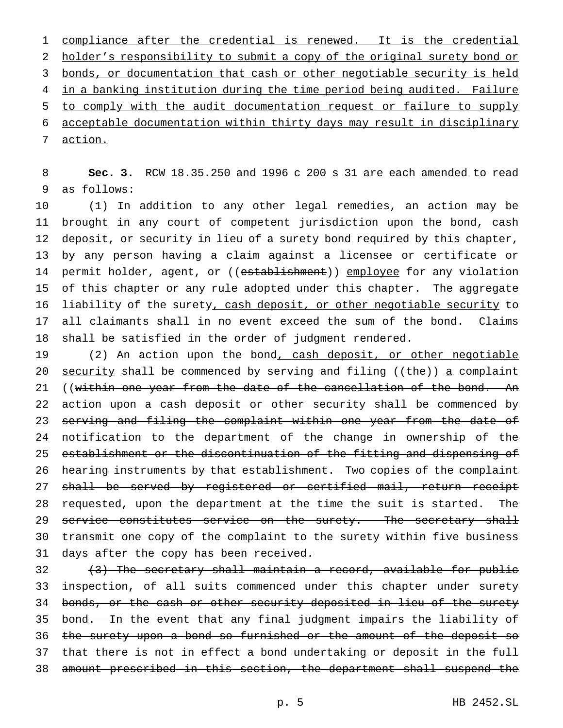compliance after the credential is renewed. It is the credential holder's responsibility to submit a copy of the original surety bond or bonds, or documentation that cash or other negotiable security is held in a banking institution during the time period being audited. Failure to comply with the audit documentation request or failure to supply acceptable documentation within thirty days may result in disciplinary action.

**Sec. 3.** RCW 18.35.250 and 1996 c 200 s 31 are each amended to read as follows:

(1) In addition to any other legal remedies, an action may be brought in any court of competent jurisdiction upon the bond, cash deposit, or security in lieu of a surety bond required by this chapter, by any person having a claim against a licensee or certificate or permit holder, agent, or ((~~establishment~~)) employee for any violation of this chapter or any rule adopted under this chapter. The aggregate liability of the surety, cash deposit, or other negotiable security to all claimants shall in no event exceed the sum of the bond. Claims shall be satisfied in the order of judgment rendered.

(2) An action upon the bond, cash deposit, or other negotiable security shall be commenced by serving and filing ((~~the~~)) a complaint ((~~within one year from the date of the cancellation of the bond. An action upon a cash deposit or other security shall be commenced by serving and filing the complaint within one year from the date of notification to the department of the change in ownership of the establishment or the discontinuation of the fitting and dispensing of hearing instruments by that establishment. Two copies of the complaint shall be served by registered or certified mail, return receipt requested, upon the department at the time the suit is started. The service constitutes service on the surety. The secretary shall transmit one copy of the complaint to the surety within five business days after the copy has been received.~~

~~(3) The secretary shall maintain a record, available for public inspection, of all suits commenced under this chapter under surety bonds, or the cash or other security deposited in lieu of the surety bond. In the event that any final judgment impairs the liability of the surety upon a bond so furnished or the amount of the deposit so that there is not in effect a bond undertaking or deposit in the full amount prescribed in this section, the department shall suspend the~~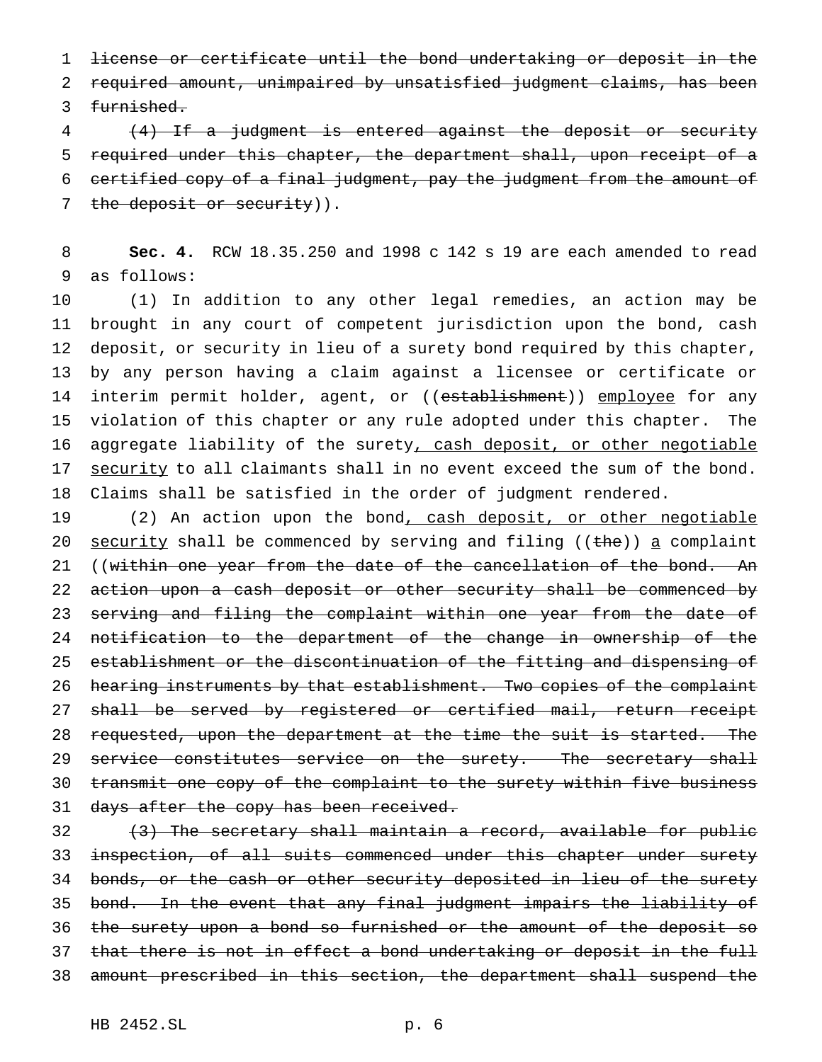~~license or certificate until the bond undertaking or deposit in the required amount, unimpaired by unsatisfied judgment claims, has been furnished.~~

~~(4) If a judgment is entered against the deposit or security required under this chapter, the department shall, upon receipt of a certified copy of a final judgment, pay the judgment from the amount of the deposit or security~~)).

**Sec. 4.** RCW 18.35.250 and 1998 c 142 s 19 are each amended to read as follows:

(1) In addition to any other legal remedies, an action may be brought in any court of competent jurisdiction upon the bond, cash deposit, or security in lieu of a surety bond required by this chapter, by any person having a claim against a licensee or certificate or interim permit holder, agent, or ((~~establishment~~)) <u>employee</u> for any violation of this chapter or any rule adopted under this chapter. The aggregate liability of the surety<u>, cash deposit, or other negotiable security</u> to all claimants shall in no event exceed the sum of the bond. Claims shall be satisfied in the order of judgment rendered.

(2) An action upon the bond<u>, cash deposit, or other negotiable security</u> shall be commenced by serving and filing ((~~the~~)) <u>a</u> complaint ((~~within one year from the date of the cancellation of the bond. An action upon a cash deposit or other security shall be commenced by serving and filing the complaint within one year from the date of notification to the department of the change in ownership of the establishment or the discontinuation of the fitting and dispensing of hearing instruments by that establishment. Two copies of the complaint shall be served by registered or certified mail, return receipt requested, upon the department at the time the suit is started. The service constitutes service on the surety. The secretary shall transmit one copy of the complaint to the surety within five business days after the copy has been received.~~

~~(3) The secretary shall maintain a record, available for public inspection, of all suits commenced under this chapter under surety bonds, or the cash or other security deposited in lieu of the surety bond. In the event that any final judgment impairs the liability of the surety upon a bond so furnished or the amount of the deposit so that there is not in effect a bond undertaking or deposit in the full amount prescribed in this section, the department shall suspend the~~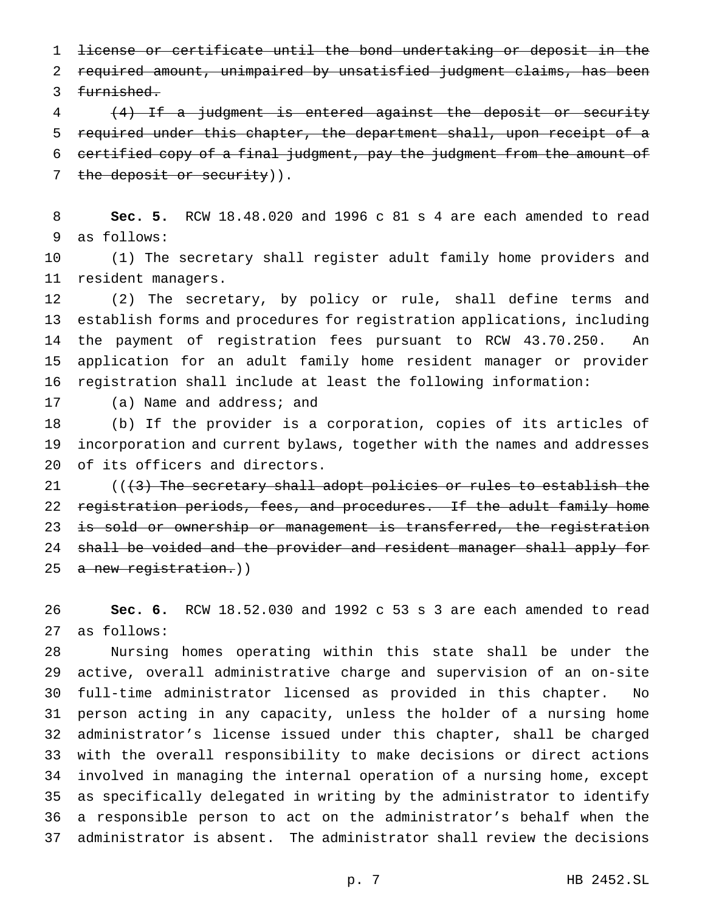~~license or certificate until the bond undertaking or deposit in the required amount, unimpaired by unsatisfied judgment claims, has been furnished.~~

~~(4) If a judgment is entered against the deposit or security required under this chapter, the department shall, upon receipt of a certified copy of a final judgment, pay the judgment from the amount of the deposit or security~~)).

**Sec. 5.** RCW 18.48.020 and 1996 c 81 s 4 are each amended to read as follows:

(1) The secretary shall register adult family home providers and resident managers.

(2) The secretary, by policy or rule, shall define terms and establish forms and procedures for registration applications, including the payment of registration fees pursuant to RCW 43.70.250. An application for an adult family home resident manager or provider registration shall include at least the following information:

(a) Name and address; and

(b) If the provider is a corporation, copies of its articles of incorporation and current bylaws, together with the names and addresses of its officers and directors.

((~~(3) The secretary shall adopt policies or rules to establish the registration periods, fees, and procedures. If the adult family home is sold or ownership or management is transferred, the registration shall be voided and the provider and resident manager shall apply for a new registration.~~))

**Sec. 6.** RCW 18.52.030 and 1992 c 53 s 3 are each amended to read as follows:

Nursing homes operating within this state shall be under the active, overall administrative charge and supervision of an on-site full-time administrator licensed as provided in this chapter. No person acting in any capacity, unless the holder of a nursing home administrator's license issued under this chapter, shall be charged with the overall responsibility to make decisions or direct actions involved in managing the internal operation of a nursing home, except as specifically delegated in writing by the administrator to identify a responsible person to act on the administrator's behalf when the administrator is absent. The administrator shall review the decisions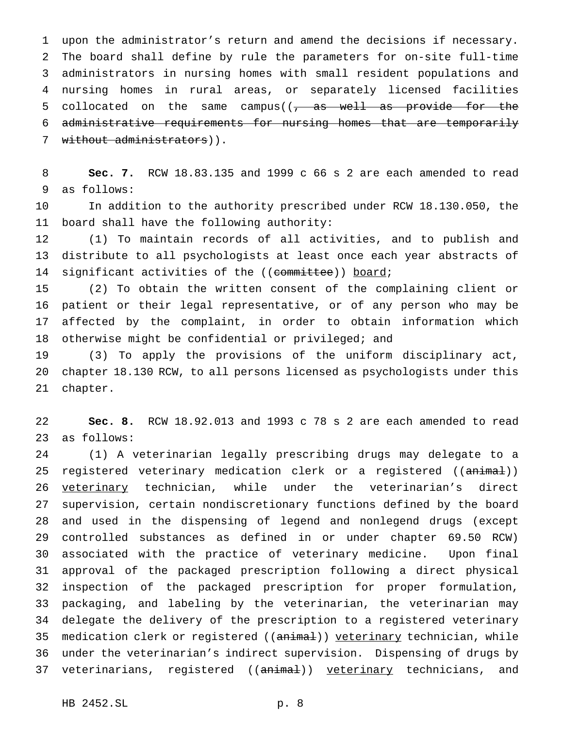upon the administrator's return and amend the decisions if necessary. The board shall define by rule the parameters for on-site full-time administrators in nursing homes with small resident populations and nursing homes in rural areas, or separately licensed facilities collocated on the same campus((~~, as well as provide for the administrative requirements for nursing homes that are temporarily without administrators~~)).

**Sec. 7.** RCW 18.83.135 and 1999 c 66 s 2 are each amended to read as follows:

In addition to the authority prescribed under RCW 18.130.050, the board shall have the following authority:

(1) To maintain records of all activities, and to publish and distribute to all psychologists at least once each year abstracts of significant activities of the ((~~committee~~)) <u>board</u>;

(2) To obtain the written consent of the complaining client or patient or their legal representative, or of any person who may be affected by the complaint, in order to obtain information which otherwise might be confidential or privileged; and

(3) To apply the provisions of the uniform disciplinary act, chapter 18.130 RCW, to all persons licensed as psychologists under this chapter.

**Sec. 8.** RCW 18.92.013 and 1993 c 78 s 2 are each amended to read as follows:

(1) A veterinarian legally prescribing drugs may delegate to a registered veterinary medication clerk or a registered ((~~animal~~)) <u>veterinary</u> technician, while under the veterinarian's direct supervision, certain nondiscretionary functions defined by the board and used in the dispensing of legend and nonlegend drugs (except controlled substances as defined in or under chapter 69.50 RCW) associated with the practice of veterinary medicine. Upon final approval of the packaged prescription following a direct physical inspection of the packaged prescription for proper formulation, packaging, and labeling by the veterinarian, the veterinarian may delegate the delivery of the prescription to a registered veterinary medication clerk or registered ((~~animal~~)) <u>veterinary</u> technician, while under the veterinarian's indirect supervision. Dispensing of drugs by veterinarians, registered ((~~animal~~)) <u>veterinary</u> technicians, and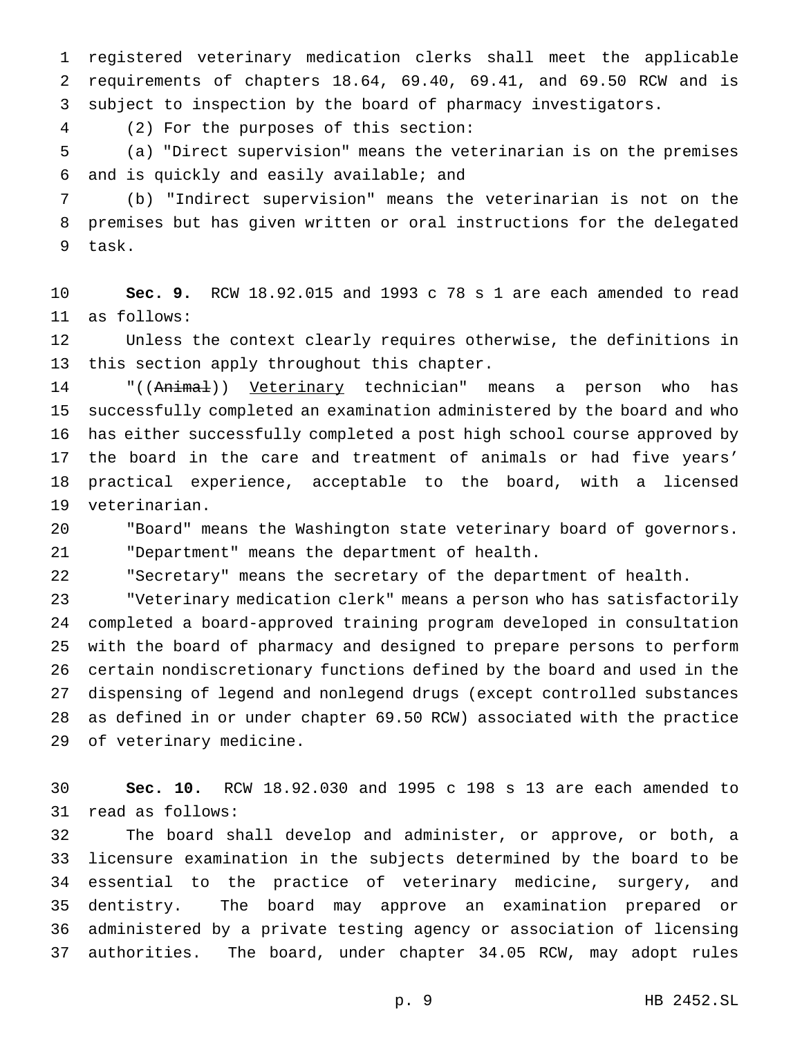registered veterinary medication clerks shall meet the applicable requirements of chapters 18.64, 69.40, 69.41, and 69.50 RCW and is subject to inspection by the board of pharmacy investigators.

(2) For the purposes of this section:

(a) "Direct supervision" means the veterinarian is on the premises and is quickly and easily available; and

(b) "Indirect supervision" means the veterinarian is not on the premises but has given written or oral instructions for the delegated task.

**Sec. 9.** RCW 18.92.015 and 1993 c 78 s 1 are each amended to read as follows:

Unless the context clearly requires otherwise, the definitions in this section apply throughout this chapter.

"((~~Animal~~)) Veterinary technician" means a person who has successfully completed an examination administered by the board and who has either successfully completed a post high school course approved by the board in the care and treatment of animals or had five years' practical experience, acceptable to the board, with a licensed veterinarian.

"Board" means the Washington state veterinary board of governors.

"Department" means the department of health.

"Secretary" means the secretary of the department of health.

"Veterinary medication clerk" means a person who has satisfactorily completed a board-approved training program developed in consultation with the board of pharmacy and designed to prepare persons to perform certain nondiscretionary functions defined by the board and used in the dispensing of legend and nonlegend drugs (except controlled substances as defined in or under chapter 69.50 RCW) associated with the practice of veterinary medicine.

**Sec. 10.** RCW 18.92.030 and 1995 c 198 s 13 are each amended to read as follows:

The board shall develop and administer, or approve, or both, a licensure examination in the subjects determined by the board to be essential to the practice of veterinary medicine, surgery, and dentistry. The board may approve an examination prepared or administered by a private testing agency or association of licensing authorities. The board, under chapter 34.05 RCW, may adopt rules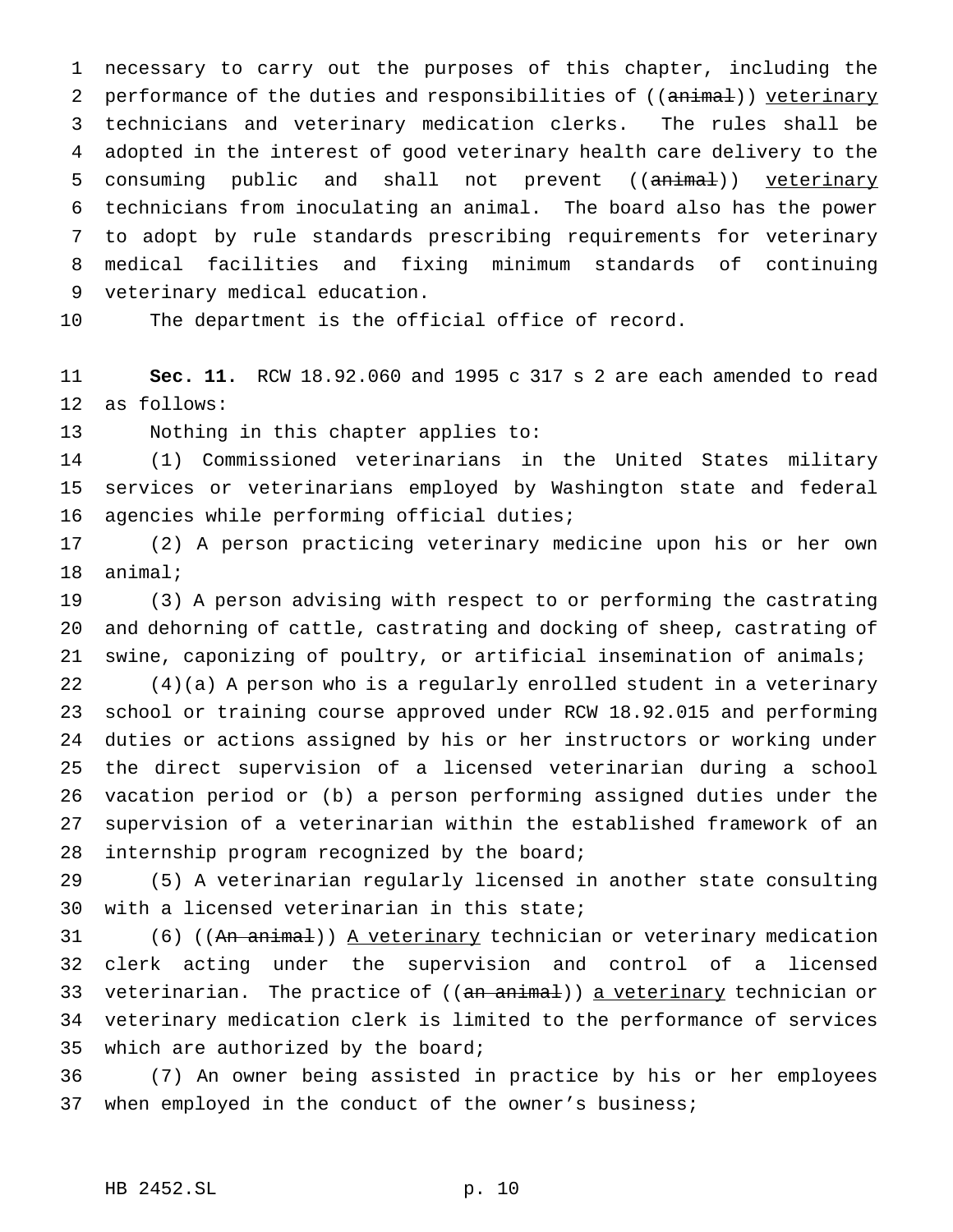necessary to carry out the purposes of this chapter, including the performance of the duties and responsibilities of ((~~animal~~)) <u>veterinary</u> technicians and veterinary medication clerks. The rules shall be adopted in the interest of good veterinary health care delivery to the consuming public and shall not prevent ((~~animal~~)) <u>veterinary</u> technicians from inoculating an animal. The board also has the power to adopt by rule standards prescribing requirements for veterinary medical facilities and fixing minimum standards of continuing veterinary medical education.

The department is the official office of record.

**Sec. 11.** RCW 18.92.060 and 1995 c 317 s 2 are each amended to read as follows:

Nothing in this chapter applies to:

(1) Commissioned veterinarians in the United States military services or veterinarians employed by Washington state and federal agencies while performing official duties;

(2) A person practicing veterinary medicine upon his or her own animal;

(3) A person advising with respect to or performing the castrating and dehorning of cattle, castrating and docking of sheep, castrating of swine, caponizing of poultry, or artificial insemination of animals;

(4)(a) A person who is a regularly enrolled student in a veterinary school or training course approved under RCW 18.92.015 and performing duties or actions assigned by his or her instructors or working under the direct supervision of a licensed veterinarian during a school vacation period or (b) a person performing assigned duties under the supervision of a veterinarian within the established framework of an internship program recognized by the board;

(5) A veterinarian regularly licensed in another state consulting with a licensed veterinarian in this state;

(6) ((~~An animal~~)) <u>A veterinary</u> technician or veterinary medication clerk acting under the supervision and control of a licensed veterinarian. The practice of ((~~an animal~~)) <u>a veterinary</u> technician or veterinary medication clerk is limited to the performance of services which are authorized by the board;

(7) An owner being assisted in practice by his or her employees when employed in the conduct of the owner's business;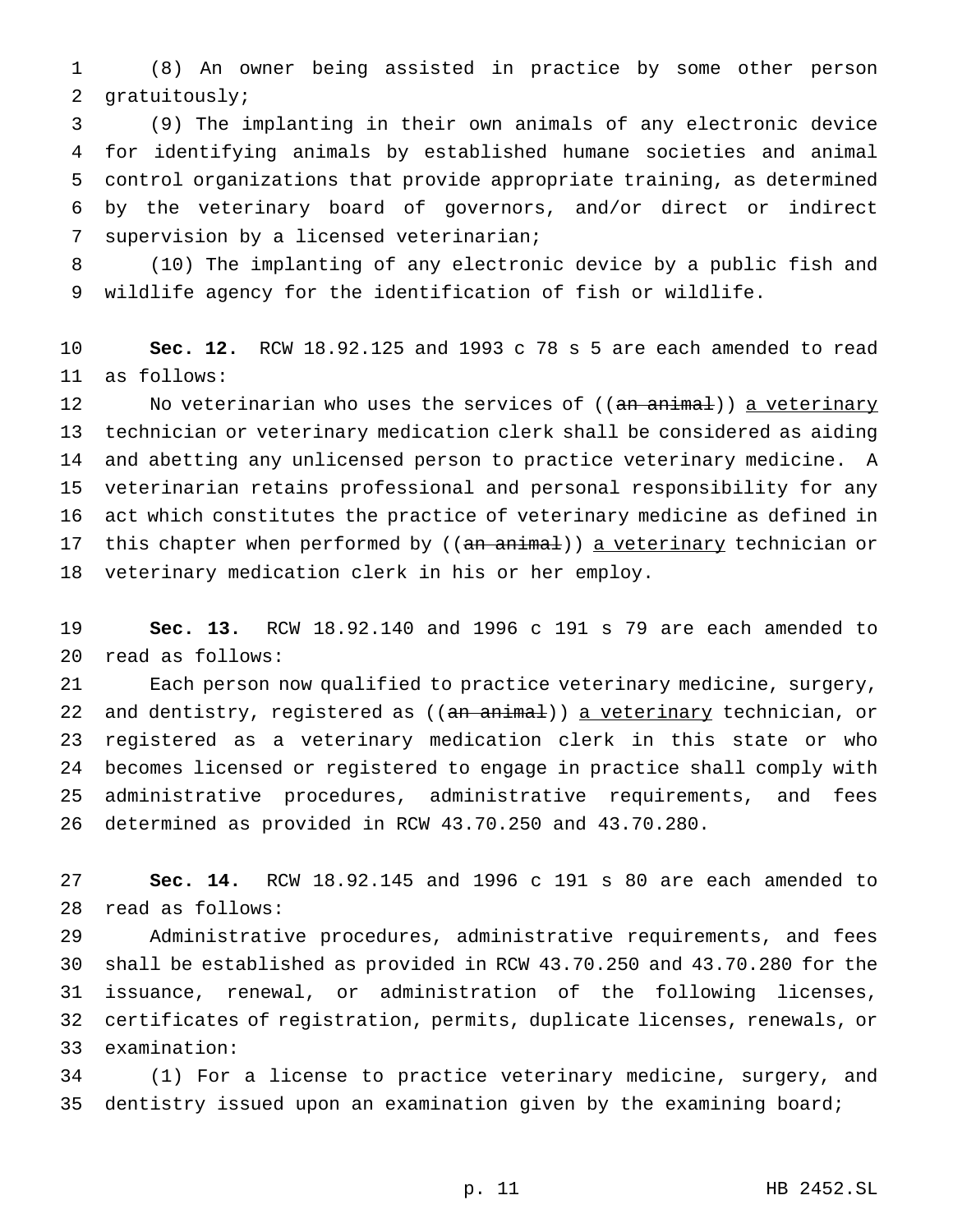(8) An owner being assisted in practice by some other person gratuitously;

(9) The implanting in their own animals of any electronic device for identifying animals by established humane societies and animal control organizations that provide appropriate training, as determined by the veterinary board of governors, and/or direct or indirect supervision by a licensed veterinarian;

(10) The implanting of any electronic device by a public fish and wildlife agency for the identification of fish or wildlife.

**Sec. 12.** RCW 18.92.125 and 1993 c 78 s 5 are each amended to read as follows:

No veterinarian who uses the services of ((~~an animal~~)) <u>a veterinary</u> technician or veterinary medication clerk shall be considered as aiding and abetting any unlicensed person to practice veterinary medicine. A veterinarian retains professional and personal responsibility for any act which constitutes the practice of veterinary medicine as defined in this chapter when performed by ((~~an animal~~)) <u>a veterinary</u> technician or veterinary medication clerk in his or her employ.

**Sec. 13.** RCW 18.92.140 and 1996 c 191 s 79 are each amended to read as follows:

Each person now qualified to practice veterinary medicine, surgery, and dentistry, registered as ((~~an animal~~)) <u>a veterinary</u> technician, or registered as a veterinary medication clerk in this state or who becomes licensed or registered to engage in practice shall comply with administrative procedures, administrative requirements, and fees determined as provided in RCW 43.70.250 and 43.70.280.

**Sec. 14.** RCW 18.92.145 and 1996 c 191 s 80 are each amended to read as follows:

Administrative procedures, administrative requirements, and fees shall be established as provided in RCW 43.70.250 and 43.70.280 for the issuance, renewal, or administration of the following licenses, certificates of registration, permits, duplicate licenses, renewals, or examination:

(1) For a license to practice veterinary medicine, surgery, and dentistry issued upon an examination given by the examining board;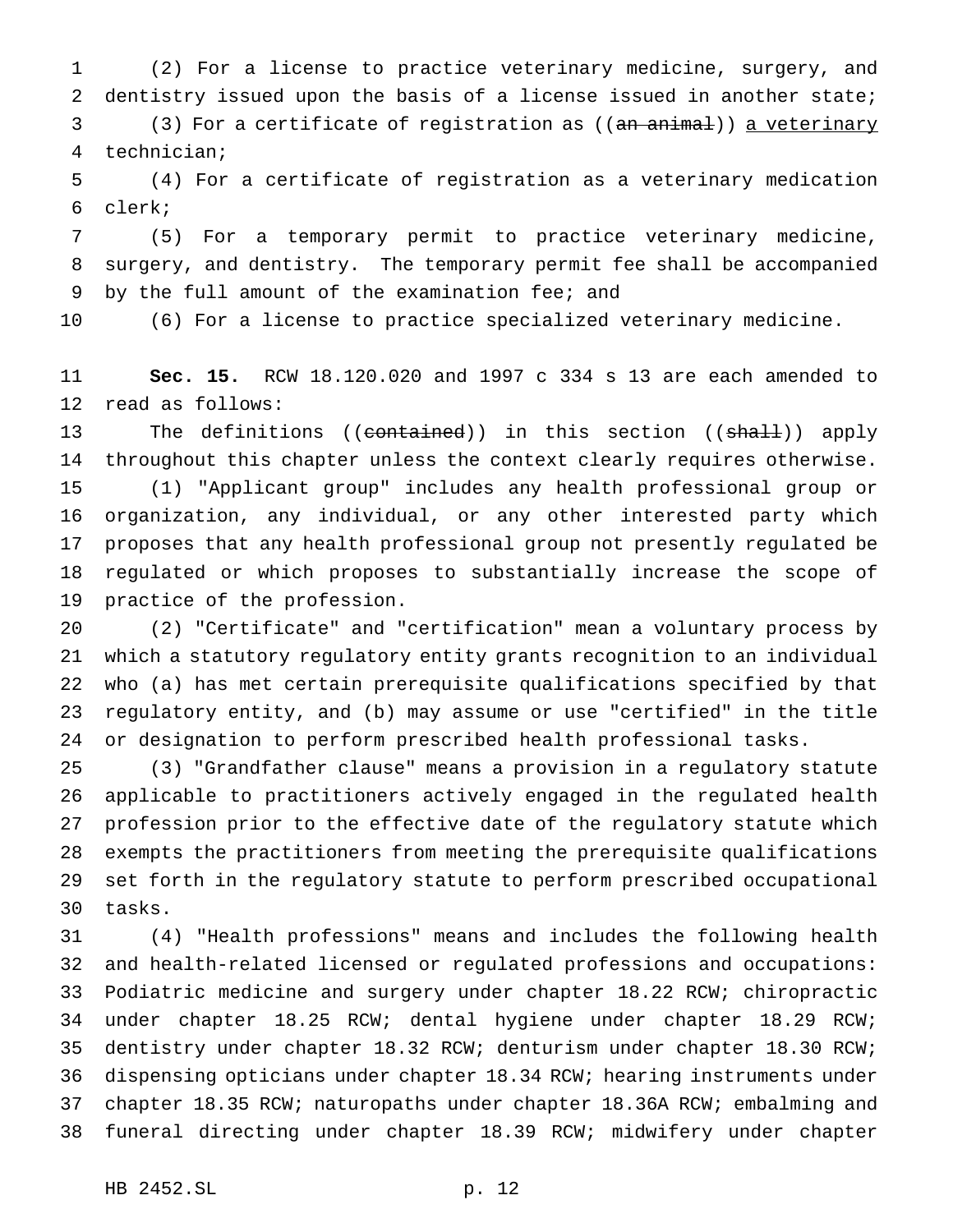(2) For a license to practice veterinary medicine, surgery, and dentistry issued upon the basis of a license issued in another state;

(3) For a certificate of registration as ((~~an animal~~)) <u>a veterinary</u> technician;

(4) For a certificate of registration as a veterinary medication clerk;

(5) For a temporary permit to practice veterinary medicine, surgery, and dentistry. The temporary permit fee shall be accompanied by the full amount of the examination fee; and

(6) For a license to practice specialized veterinary medicine.

**Sec. 15.** RCW 18.120.020 and 1997 c 334 s 13 are each amended to read as follows:

The definitions ((~~contained~~)) in this section ((~~shall~~)) apply throughout this chapter unless the context clearly requires otherwise.

(1) "Applicant group" includes any health professional group or organization, any individual, or any other interested party which proposes that any health professional group not presently regulated be regulated or which proposes to substantially increase the scope of practice of the profession.

(2) "Certificate" and "certification" mean a voluntary process by which a statutory regulatory entity grants recognition to an individual who (a) has met certain prerequisite qualifications specified by that regulatory entity, and (b) may assume or use "certified" in the title or designation to perform prescribed health professional tasks.

(3) "Grandfather clause" means a provision in a regulatory statute applicable to practitioners actively engaged in the regulated health profession prior to the effective date of the regulatory statute which exempts the practitioners from meeting the prerequisite qualifications set forth in the regulatory statute to perform prescribed occupational tasks.

(4) "Health professions" means and includes the following health and health-related licensed or regulated professions and occupations: Podiatric medicine and surgery under chapter 18.22 RCW; chiropractic under chapter 18.25 RCW; dental hygiene under chapter 18.29 RCW; dentistry under chapter 18.32 RCW; denturism under chapter 18.30 RCW; dispensing opticians under chapter 18.34 RCW; hearing instruments under chapter 18.35 RCW; naturopaths under chapter 18.36A RCW; embalming and funeral directing under chapter 18.39 RCW; midwifery under chapter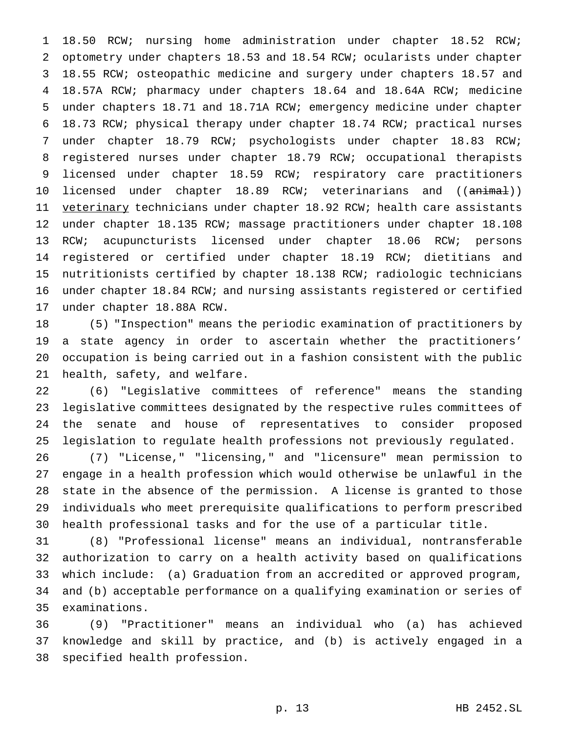18.50 RCW; nursing home administration under chapter 18.52 RCW; optometry under chapters 18.53 and 18.54 RCW; ocularists under chapter 18.55 RCW; osteopathic medicine and surgery under chapters 18.57 and 18.57A RCW; pharmacy under chapters 18.64 and 18.64A RCW; medicine under chapters 18.71 and 18.71A RCW; emergency medicine under chapter 18.73 RCW; physical therapy under chapter 18.74 RCW; practical nurses under chapter 18.79 RCW; psychologists under chapter 18.83 RCW; registered nurses under chapter 18.79 RCW; occupational therapists licensed under chapter 18.59 RCW; respiratory care practitioners licensed under chapter 18.89 RCW; veterinarians and ((~~animal~~)) veterinary technicians under chapter 18.92 RCW; health care assistants under chapter 18.135 RCW; massage practitioners under chapter 18.108 RCW; acupuncturists licensed under chapter 18.06 RCW; persons registered or certified under chapter 18.19 RCW; dietitians and nutritionists certified by chapter 18.138 RCW; radiologic technicians under chapter 18.84 RCW; and nursing assistants registered or certified under chapter 18.88A RCW.

(5) "Inspection" means the periodic examination of practitioners by a state agency in order to ascertain whether the practitioners' occupation is being carried out in a fashion consistent with the public health, safety, and welfare.

(6) "Legislative committees of reference" means the standing legislative committees designated by the respective rules committees of the senate and house of representatives to consider proposed legislation to regulate health professions not previously regulated.

(7) "License," "licensing," and "licensure" mean permission to engage in a health profession which would otherwise be unlawful in the state in the absence of the permission. A license is granted to those individuals who meet prerequisite qualifications to perform prescribed health professional tasks and for the use of a particular title.

(8) "Professional license" means an individual, nontransferable authorization to carry on a health activity based on qualifications which include: (a) Graduation from an accredited or approved program, and (b) acceptable performance on a qualifying examination or series of examinations.

(9) "Practitioner" means an individual who (a) has achieved knowledge and skill by practice, and (b) is actively engaged in a specified health profession.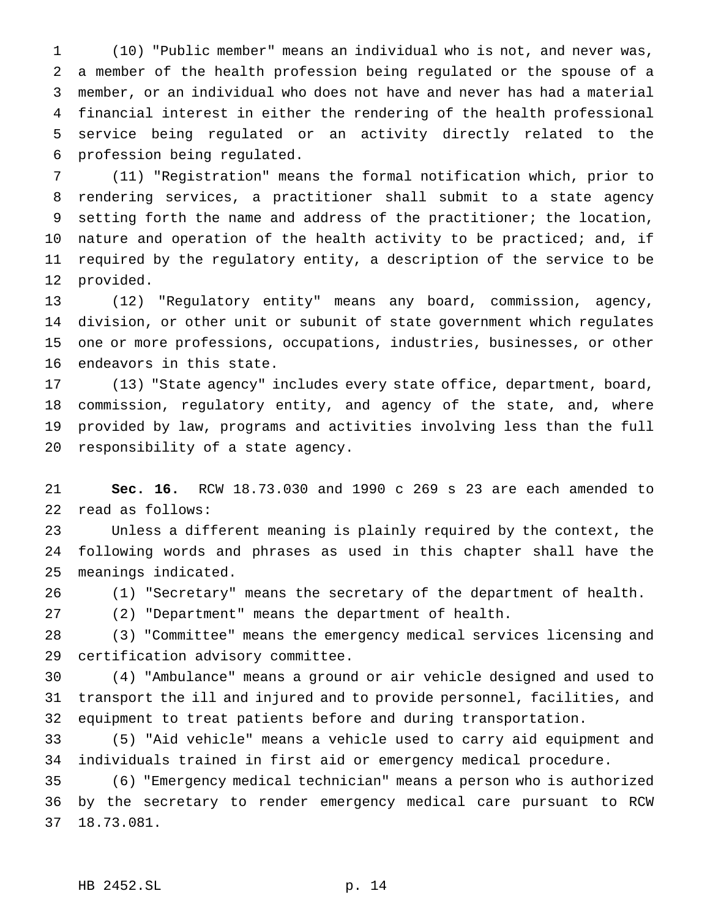(10) "Public member" means an individual who is not, and never was, a member of the health profession being regulated or the spouse of a member, or an individual who does not have and never has had a material financial interest in either the rendering of the health professional service being regulated or an activity directly related to the profession being regulated.

(11) "Registration" means the formal notification which, prior to rendering services, a practitioner shall submit to a state agency setting forth the name and address of the practitioner; the location, nature and operation of the health activity to be practiced; and, if required by the regulatory entity, a description of the service to be provided.

(12) "Regulatory entity" means any board, commission, agency, division, or other unit or subunit of state government which regulates one or more professions, occupations, industries, businesses, or other endeavors in this state.

(13) "State agency" includes every state office, department, board, commission, regulatory entity, and agency of the state, and, where provided by law, programs and activities involving less than the full responsibility of a state agency.

**Sec. 16.** RCW 18.73.030 and 1990 c 269 s 23 are each amended to read as follows:

Unless a different meaning is plainly required by the context, the following words and phrases as used in this chapter shall have the meanings indicated.

(1) "Secretary" means the secretary of the department of health.

(2) "Department" means the department of health.

(3) "Committee" means the emergency medical services licensing and certification advisory committee.

(4) "Ambulance" means a ground or air vehicle designed and used to transport the ill and injured and to provide personnel, facilities, and equipment to treat patients before and during transportation.

(5) "Aid vehicle" means a vehicle used to carry aid equipment and individuals trained in first aid or emergency medical procedure.

(6) "Emergency medical technician" means a person who is authorized by the secretary to render emergency medical care pursuant to RCW 18.73.081.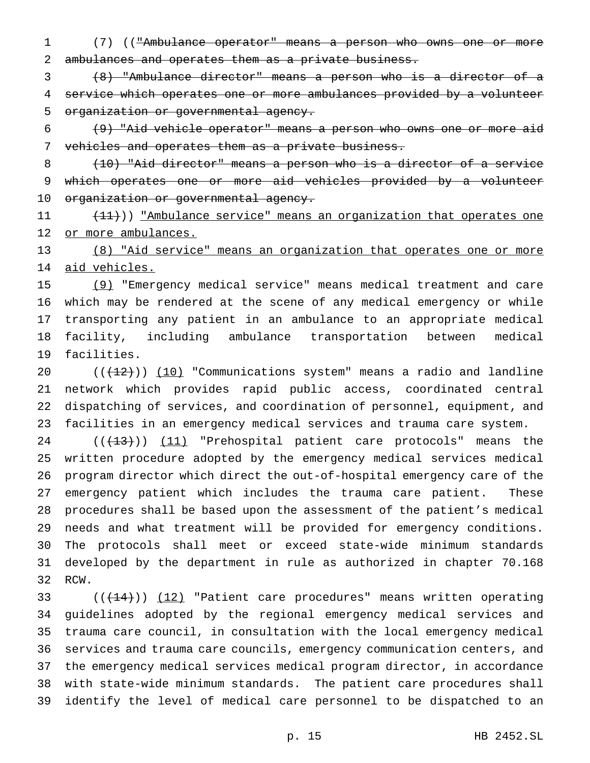(7) ((~~"Ambulance operator" means a person who owns one or more ambulances and operates them as a private business.~~

~~(8) "Ambulance director" means a person who is a director of a service which operates one or more ambulances provided by a volunteer organization or governmental agency.~~

~~(9) "Aid vehicle operator" means a person who owns one or more aid vehicles and operates them as a private business.~~

~~(10) "Aid director" means a person who is a director of a service which operates one or more aid vehicles provided by a volunteer organization or governmental agency.~~

~~(11)~~)) <u>"Ambulance service" means an organization that operates one or more ambulances.</u>

<u>(8) "Aid service" means an organization that operates one or more aid vehicles.</u>

<u>(9)</u> "Emergency medical service" means medical treatment and care which may be rendered at the scene of any medical emergency or while transporting any patient in an ambulance to an appropriate medical facility, including ambulance transportation between medical facilities.

((~~(12)~~)) <u>(10)</u> "Communications system" means a radio and landline network which provides rapid public access, coordinated central dispatching of services, and coordination of personnel, equipment, and facilities in an emergency medical services and trauma care system.

((~~(13)~~)) <u>(11)</u> "Prehospital patient care protocols" means the written procedure adopted by the emergency medical services medical program director which direct the out-of-hospital emergency care of the emergency patient which includes the trauma care patient. These procedures shall be based upon the assessment of the patient's medical needs and what treatment will be provided for emergency conditions. The protocols shall meet or exceed state-wide minimum standards developed by the department in rule as authorized in chapter 70.168 RCW.

((~~(14)~~)) <u>(12)</u> "Patient care procedures" means written operating guidelines adopted by the regional emergency medical services and trauma care council, in consultation with the local emergency medical services and trauma care councils, emergency communication centers, and the emergency medical services medical program director, in accordance with state-wide minimum standards. The patient care procedures shall identify the level of medical care personnel to be dispatched to an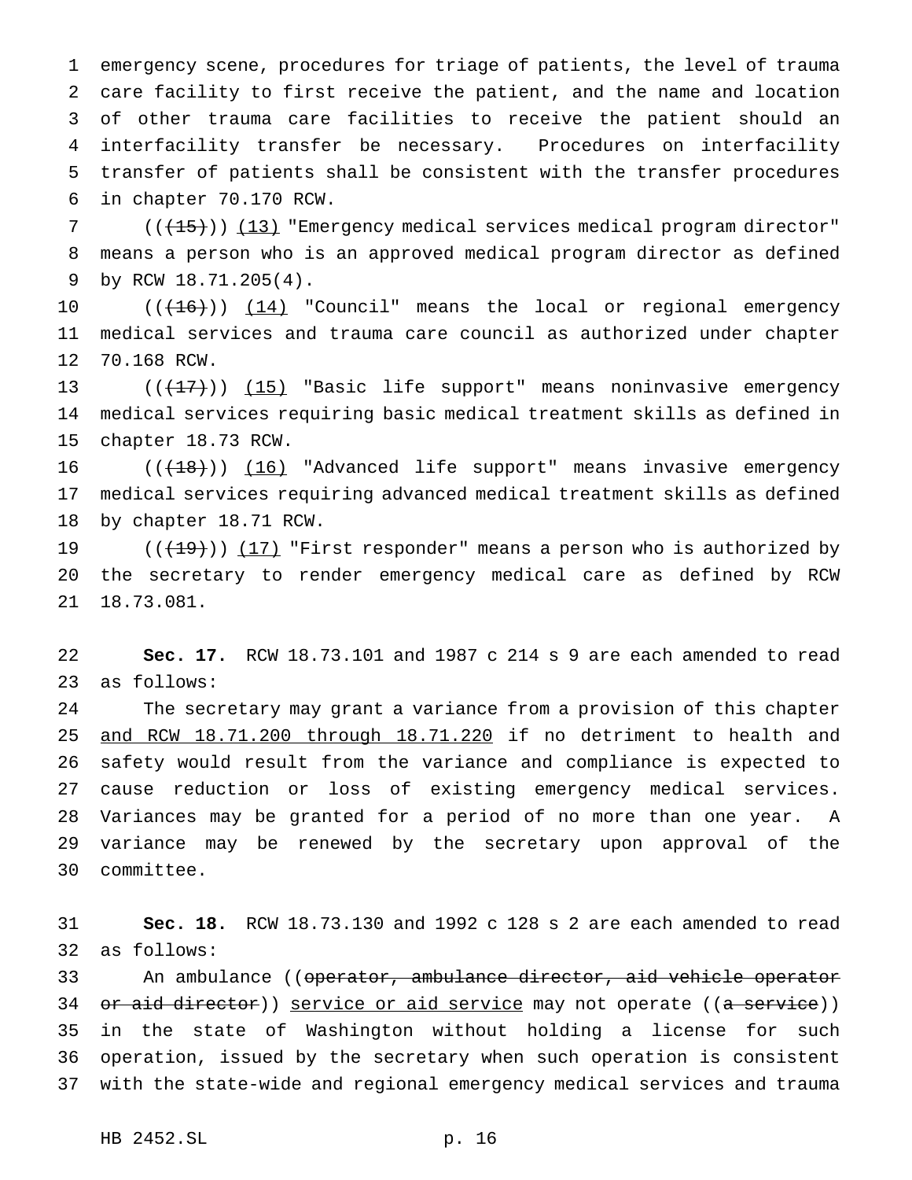emergency scene, procedures for triage of patients, the level of trauma care facility to first receive the patient, and the name and location of other trauma care facilities to receive the patient should an interfacility transfer be necessary. Procedures on interfacility transfer of patients shall be consistent with the transfer procedures in chapter 70.170 RCW.

((~~(15)~~)) <u>(13)</u> "Emergency medical services medical program director" means a person who is an approved medical program director as defined by RCW 18.71.205(4).

((~~(16)~~)) <u>(14)</u> "Council" means the local or regional emergency medical services and trauma care council as authorized under chapter 70.168 RCW.

((~~(17)~~)) <u>(15)</u> "Basic life support" means noninvasive emergency medical services requiring basic medical treatment skills as defined in chapter 18.73 RCW.

((~~(18)~~)) <u>(16)</u> "Advanced life support" means invasive emergency medical services requiring advanced medical treatment skills as defined by chapter 18.71 RCW.

((~~(19)~~)) <u>(17)</u> "First responder" means a person who is authorized by the secretary to render emergency medical care as defined by RCW 18.73.081.

**Sec. 17.** RCW 18.73.101 and 1987 c 214 s 9 are each amended to read as follows:

The secretary may grant a variance from a provision of this chapter <u>and RCW 18.71.200 through 18.71.220</u> if no detriment to health and safety would result from the variance and compliance is expected to cause reduction or loss of existing emergency medical services. Variances may be granted for a period of no more than one year. A variance may be renewed by the secretary upon approval of the committee.

**Sec. 18.** RCW 18.73.130 and 1992 c 128 s 2 are each amended to read as follows:

An ambulance ((~~operator, ambulance director, aid vehicle operator or aid director~~)) <u>service or aid service</u> may not operate ((~~a service~~)) in the state of Washington without holding a license for such operation, issued by the secretary when such operation is consistent with the state-wide and regional emergency medical services and trauma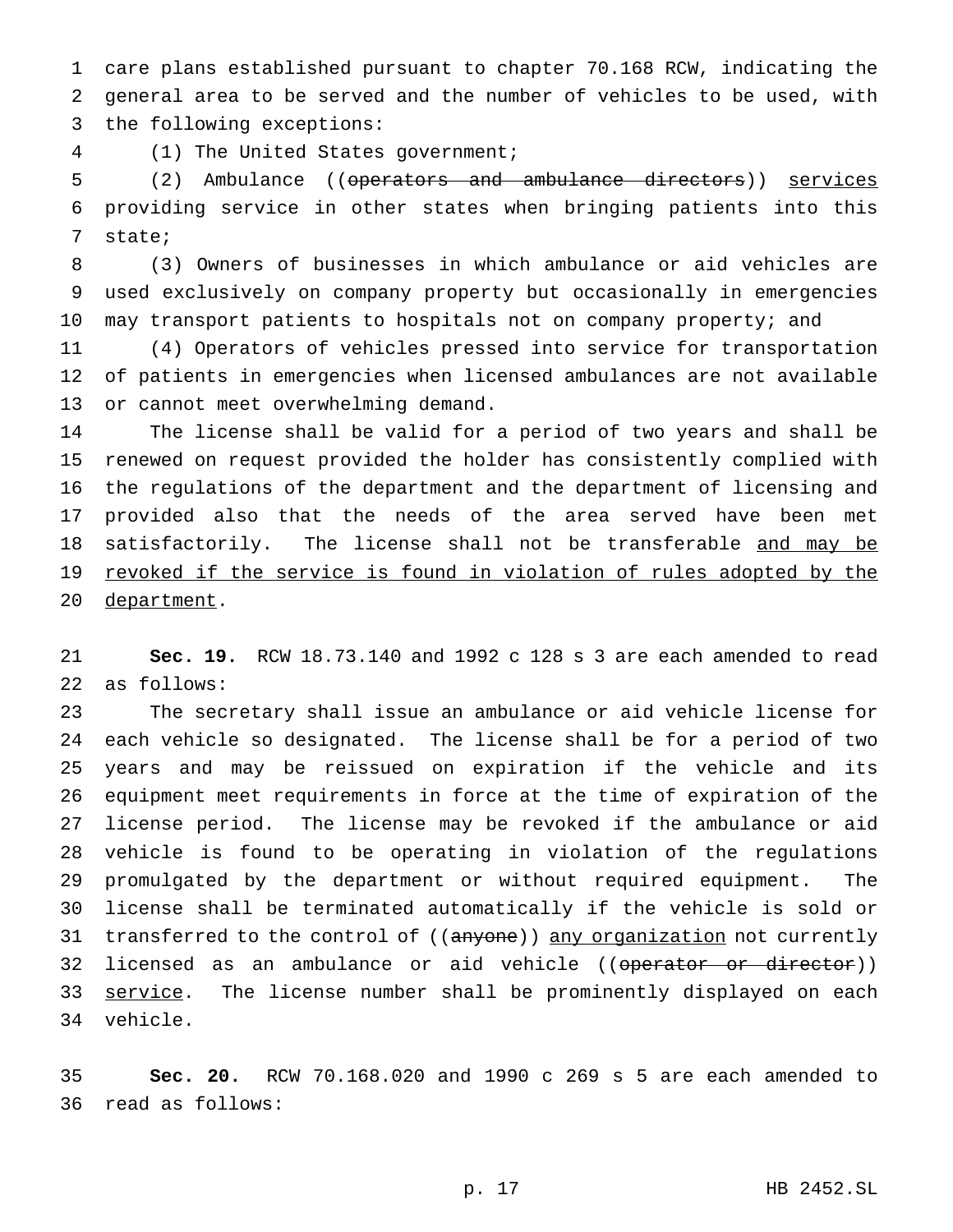care plans established pursuant to chapter 70.168 RCW, indicating the general area to be served and the number of vehicles to be used, with the following exceptions:

(1) The United States government;

(2) Ambulance ((~~operators and ambulance directors~~)) <u>services</u> providing service in other states when bringing patients into this state;

(3) Owners of businesses in which ambulance or aid vehicles are used exclusively on company property but occasionally in emergencies may transport patients to hospitals not on company property; and

(4) Operators of vehicles pressed into service for transportation of patients in emergencies when licensed ambulances are not available or cannot meet overwhelming demand.

The license shall be valid for a period of two years and shall be renewed on request provided the holder has consistently complied with the regulations of the department and the department of licensing and provided also that the needs of the area served have been met satisfactorily. The license shall not be transferable <u>and may be revoked if the service is found in violation of rules adopted by the department</u>.

**Sec. 19.** RCW 18.73.140 and 1992 c 128 s 3 are each amended to read as follows:

The secretary shall issue an ambulance or aid vehicle license for each vehicle so designated. The license shall be for a period of two years and may be reissued on expiration if the vehicle and its equipment meet requirements in force at the time of expiration of the license period. The license may be revoked if the ambulance or aid vehicle is found to be operating in violation of the regulations promulgated by the department or without required equipment. The license shall be terminated automatically if the vehicle is sold or transferred to the control of ((~~anyone~~)) <u>any organization</u> not currently licensed as an ambulance or aid vehicle ((~~operator or director~~)) <u>service</u>. The license number shall be prominently displayed on each vehicle.

**Sec. 20.** RCW 70.168.020 and 1990 c 269 s 5 are each amended to read as follows: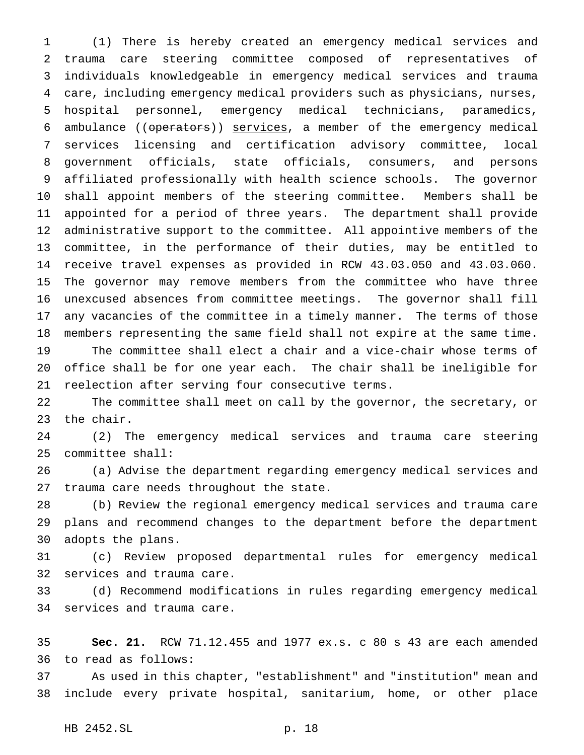(1) There is hereby created an emergency medical services and trauma care steering committee composed of representatives of individuals knowledgeable in emergency medical services and trauma care, including emergency medical providers such as physicians, nurses, hospital personnel, emergency medical technicians, paramedics, ambulance ((~~operators~~)) <u>services</u>, a member of the emergency medical services licensing and certification advisory committee, local government officials, state officials, consumers, and persons affiliated professionally with health science schools. The governor shall appoint members of the steering committee. Members shall be appointed for a period of three years. The department shall provide administrative support to the committee. All appointive members of the committee, in the performance of their duties, may be entitled to receive travel expenses as provided in RCW 43.03.050 and 43.03.060. The governor may remove members from the committee who have three unexcused absences from committee meetings. The governor shall fill any vacancies of the committee in a timely manner. The terms of those members representing the same field shall not expire at the same time.

The committee shall elect a chair and a vice-chair whose terms of office shall be for one year each. The chair shall be ineligible for reelection after serving four consecutive terms.

The committee shall meet on call by the governor, the secretary, or the chair.

(2) The emergency medical services and trauma care steering committee shall:

(a) Advise the department regarding emergency medical services and trauma care needs throughout the state.

(b) Review the regional emergency medical services and trauma care plans and recommend changes to the department before the department adopts the plans.

(c) Review proposed departmental rules for emergency medical services and trauma care.

(d) Recommend modifications in rules regarding emergency medical services and trauma care.

**Sec. 21.** RCW 71.12.455 and 1977 ex.s. c 80 s 43 are each amended to read as follows:

As used in this chapter, "establishment" and "institution" mean and include every private hospital, sanitarium, home, or other place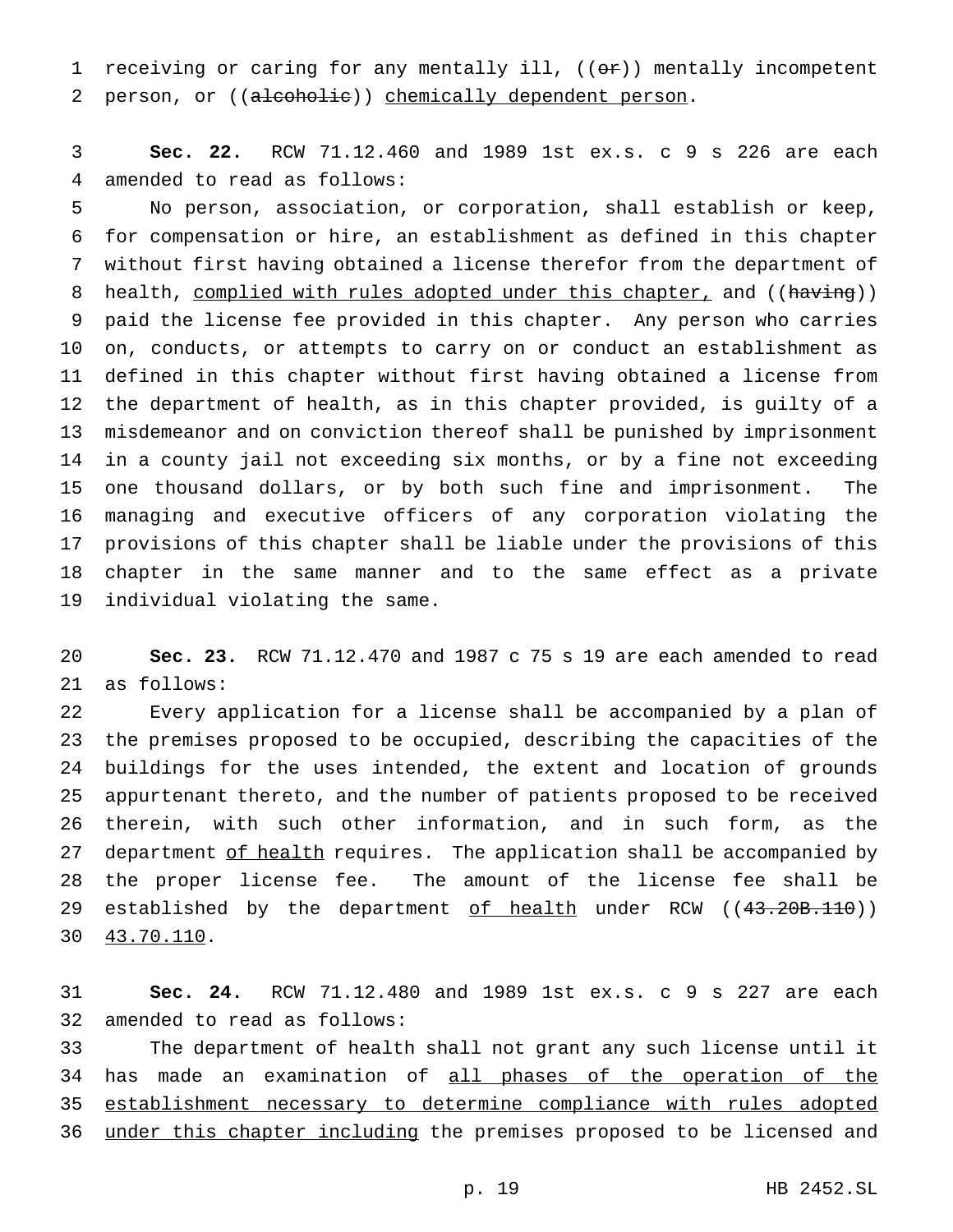receiving or caring for any mentally ill, ((~~or~~)) mentally incompetent person, or ((~~alcoholic~~)) <u>chemically dependent person</u>.

**Sec. 22.** RCW 71.12.460 and 1989 1st ex.s. c 9 s 226 are each amended to read as follows:

No person, association, or corporation, shall establish or keep, for compensation or hire, an establishment as defined in this chapter without first having obtained a license therefor from the department of health, <u>complied with rules adopted under this chapter,</u> and ((~~having~~)) paid the license fee provided in this chapter. Any person who carries on, conducts, or attempts to carry on or conduct an establishment as defined in this chapter without first having obtained a license from the department of health, as in this chapter provided, is guilty of a misdemeanor and on conviction thereof shall be punished by imprisonment in a county jail not exceeding six months, or by a fine not exceeding one thousand dollars, or by both such fine and imprisonment. The managing and executive officers of any corporation violating the provisions of this chapter shall be liable under the provisions of this chapter in the same manner and to the same effect as a private individual violating the same.

**Sec. 23.** RCW 71.12.470 and 1987 c 75 s 19 are each amended to read as follows:

Every application for a license shall be accompanied by a plan of the premises proposed to be occupied, describing the capacities of the buildings for the uses intended, the extent and location of grounds appurtenant thereto, and the number of patients proposed to be received therein, with such other information, and in such form, as the department <u>of health</u> requires. The application shall be accompanied by the proper license fee. The amount of the license fee shall be established by the department <u>of health</u> under RCW ((~~43.20B.110~~)) <u>43.70.110</u>.

**Sec. 24.** RCW 71.12.480 and 1989 1st ex.s. c 9 s 227 are each amended to read as follows:

The department of health shall not grant any such license until it has made an examination of <u>all phases of the operation of the establishment necessary to determine compliance with rules adopted under this chapter including</u> the premises proposed to be licensed and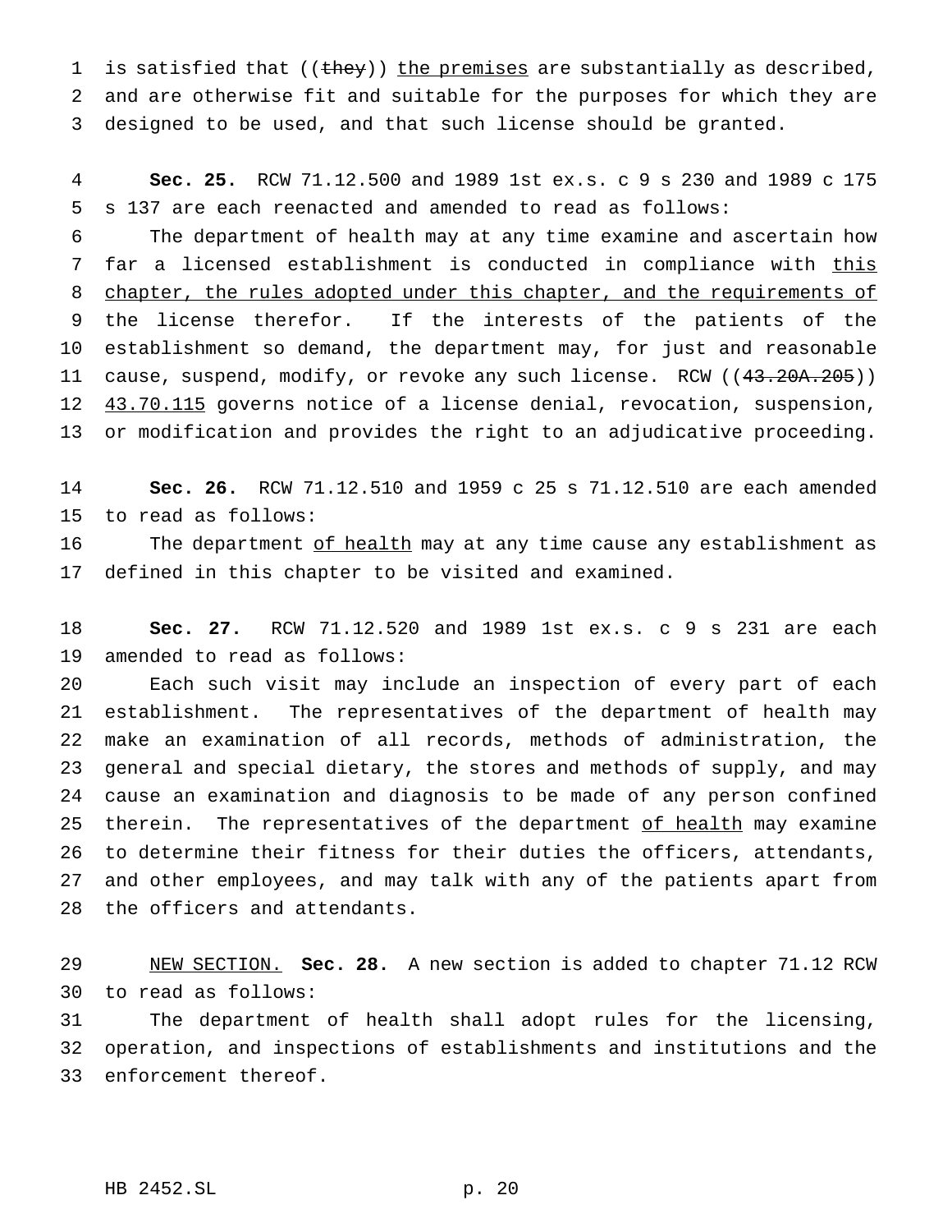is satisfied that ((~~they~~)) <u>the premises</u> are substantially as described, and are otherwise fit and suitable for the purposes for which they are designed to be used, and that such license should be granted.

**Sec. 25.** RCW 71.12.500 and 1989 1st ex.s. c 9 s 230 and 1989 c 175 s 137 are each reenacted and amended to read as follows:

The department of health may at any time examine and ascertain how far a licensed establishment is conducted in compliance with <u>this chapter, the rules adopted under this chapter, and the requirements of</u> the license therefor. If the interests of the patients of the establishment so demand, the department may, for just and reasonable cause, suspend, modify, or revoke any such license. RCW ((~~43.20A.205~~)) <u>43.70.115</u> governs notice of a license denial, revocation, suspension, or modification and provides the right to an adjudicative proceeding.

**Sec. 26.** RCW 71.12.510 and 1959 c 25 s 71.12.510 are each amended to read as follows:

The department <u>of health</u> may at any time cause any establishment as defined in this chapter to be visited and examined.

**Sec. 27.** RCW 71.12.520 and 1989 1st ex.s. c 9 s 231 are each amended to read as follows:

Each such visit may include an inspection of every part of each establishment. The representatives of the department of health may make an examination of all records, methods of administration, the general and special dietary, the stores and methods of supply, and may cause an examination and diagnosis to be made of any person confined therein. The representatives of the department <u>of health</u> may examine to determine their fitness for their duties the officers, attendants, and other employees, and may talk with any of the patients apart from the officers and attendants.

<u>NEW SECTION.</u> **Sec. 28.** A new section is added to chapter 71.12 RCW to read as follows:

The department of health shall adopt rules for the licensing, operation, and inspections of establishments and institutions and the enforcement thereof.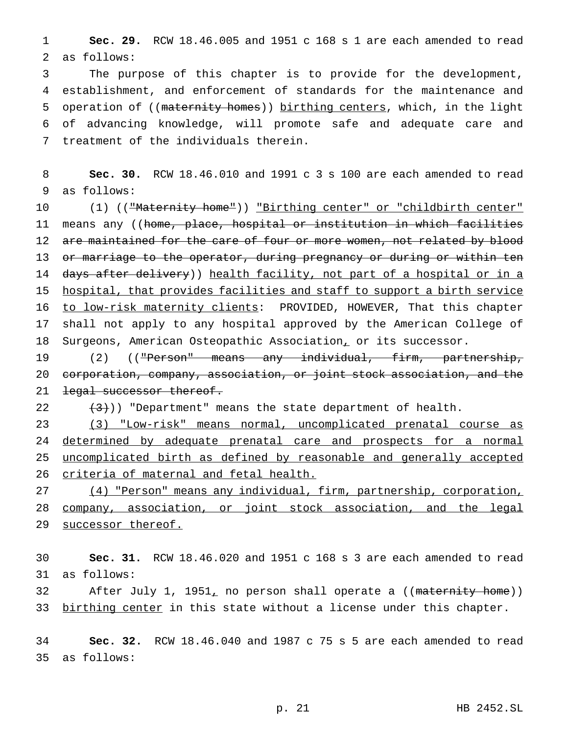**Sec. 29.** RCW 18.46.005 and 1951 c 168 s 1 are each amended to read as follows:

The purpose of this chapter is to provide for the development, establishment, and enforcement of standards for the maintenance and operation of ((~~maternity homes~~)) <u>birthing centers</u>, which, in the light of advancing knowledge, will promote safe and adequate care and treatment of the individuals therein.

**Sec. 30.** RCW 18.46.010 and 1991 c 3 s 100 are each amended to read as follows:

(1) ((~~"Maternity home"~~)) <u>"Birthing center" or "childbirth center"</u> means any ((~~home, place, hospital or institution in which facilities are maintained for the care of four or more women, not related by blood or marriage to the operator, during pregnancy or during or within ten days after delivery~~)) <u>health facility, not part of a hospital or in a hospital, that provides facilities and staff to support a birth service to low-risk maternity clients</u>: PROVIDED, HOWEVER, That this chapter shall not apply to any hospital approved by the American College of Surgeons, American Osteopathic Association<u>,</u> or its successor.

(2) ((~~"Person" means any individual, firm, partnership, corporation, company, association, or joint stock association, and the legal successor thereof.~~

~~(3)~~)) "Department" means the state department of health.

<u>(3) "Low-risk" means normal, uncomplicated prenatal course as determined by adequate prenatal care and prospects for a normal uncomplicated birth as defined by reasonable and generally accepted criteria of maternal and fetal health.</u>

<u>(4) "Person" means any individual, firm, partnership, corporation, company, association, or joint stock association, and the legal successor thereof.</u>

**Sec. 31.** RCW 18.46.020 and 1951 c 168 s 3 are each amended to read as follows:

After July 1, 1951<u>,</u> no person shall operate a ((~~maternity home~~)) <u>birthing center</u> in this state without a license under this chapter.

**Sec. 32.** RCW 18.46.040 and 1987 c 75 s 5 are each amended to read as follows: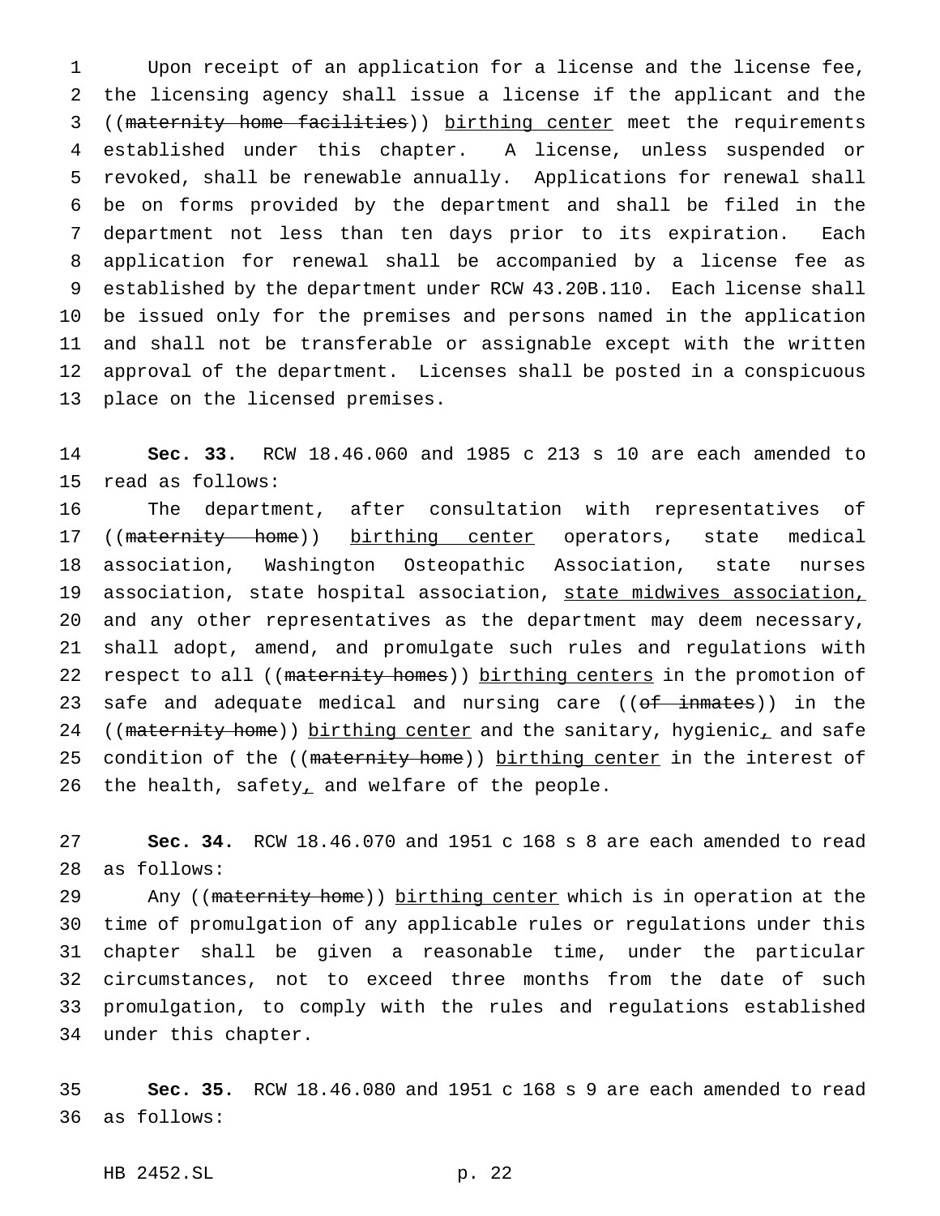Upon receipt of an application for a license and the license fee, the licensing agency shall issue a license if the applicant and the ((~~maternity home facilities~~)) <u>birthing center</u> meet the requirements established under this chapter. A license, unless suspended or revoked, shall be renewable annually. Applications for renewal shall be on forms provided by the department and shall be filed in the department not less than ten days prior to its expiration. Each application for renewal shall be accompanied by a license fee as established by the department under RCW 43.20B.110. Each license shall be issued only for the premises and persons named in the application and shall not be transferable or assignable except with the written approval of the department. Licenses shall be posted in a conspicuous place on the licensed premises.

**Sec. 33.** RCW 18.46.060 and 1985 c 213 s 10 are each amended to read as follows:

The department, after consultation with representatives of ((~~maternity home~~)) <u>birthing center</u> operators, state medical association, Washington Osteopathic Association, state nurses association, state hospital association, <u>state midwives association,</u> and any other representatives as the department may deem necessary, shall adopt, amend, and promulgate such rules and regulations with respect to all ((~~maternity homes~~)) <u>birthing centers</u> in the promotion of safe and adequate medical and nursing care ((~~of inmates~~)) in the ((~~maternity home~~)) <u>birthing center</u> and the sanitary, hygienic<u>,</u> and safe condition of the ((~~maternity home~~)) <u>birthing center</u> in the interest of the health, safety<u>,</u> and welfare of the people.

**Sec. 34.** RCW 18.46.070 and 1951 c 168 s 8 are each amended to read as follows:

Any ((~~maternity home~~)) <u>birthing center</u> which is in operation at the time of promulgation of any applicable rules or regulations under this chapter shall be given a reasonable time, under the particular circumstances, not to exceed three months from the date of such promulgation, to comply with the rules and regulations established under this chapter.

**Sec. 35.** RCW 18.46.080 and 1951 c 168 s 9 are each amended to read as follows: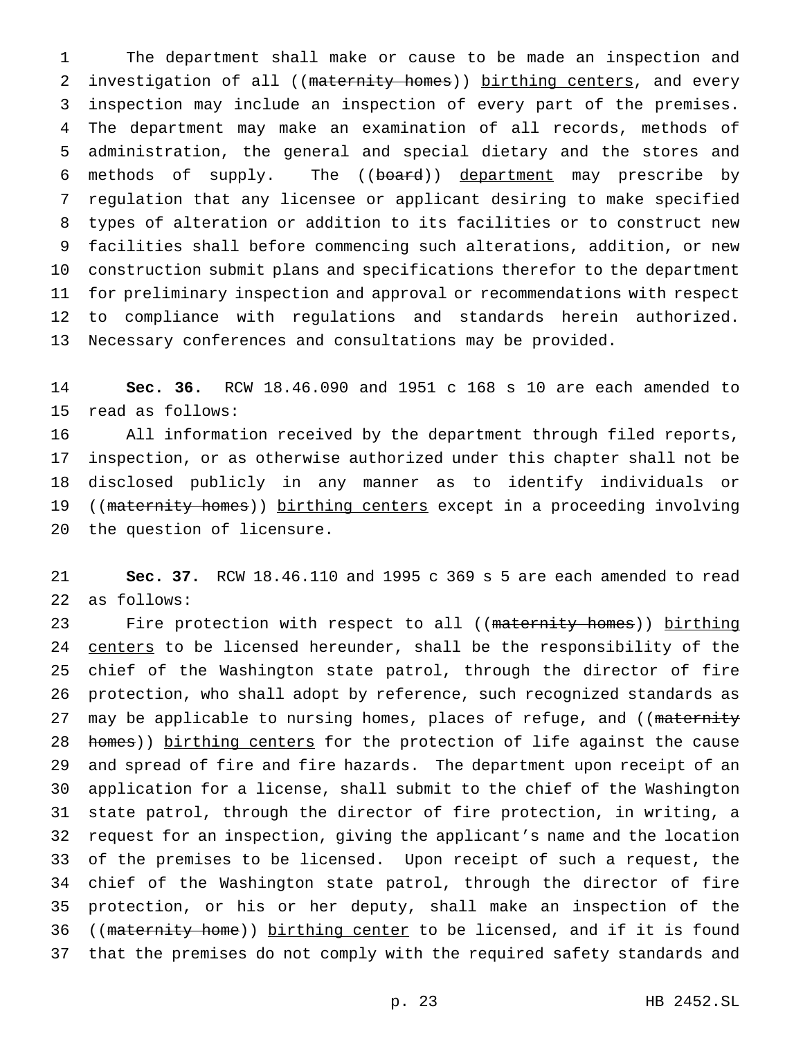The department shall make or cause to be made an inspection and investigation of all ((~~maternity homes~~)) <u>birthing centers</u>, and every inspection may include an inspection of every part of the premises. The department may make an examination of all records, methods of administration, the general and special dietary and the stores and methods of supply. The ((~~board~~)) <u>department</u> may prescribe by regulation that any licensee or applicant desiring to make specified types of alteration or addition to its facilities or to construct new facilities shall before commencing such alterations, addition, or new construction submit plans and specifications therefor to the department for preliminary inspection and approval or recommendations with respect to compliance with regulations and standards herein authorized. Necessary conferences and consultations may be provided.

**Sec. 36.** RCW 18.46.090 and 1951 c 168 s 10 are each amended to read as follows:

All information received by the department through filed reports, inspection, or as otherwise authorized under this chapter shall not be disclosed publicly in any manner as to identify individuals or ((~~maternity homes~~)) <u>birthing centers</u> except in a proceeding involving the question of licensure.

**Sec. 37.** RCW 18.46.110 and 1995 c 369 s 5 are each amended to read as follows:

Fire protection with respect to all ((~~maternity homes~~)) <u>birthing centers</u> to be licensed hereunder, shall be the responsibility of the chief of the Washington state patrol, through the director of fire protection, who shall adopt by reference, such recognized standards as may be applicable to nursing homes, places of refuge, and ((~~maternity homes~~)) <u>birthing centers</u> for the protection of life against the cause and spread of fire and fire hazards. The department upon receipt of an application for a license, shall submit to the chief of the Washington state patrol, through the director of fire protection, in writing, a request for an inspection, giving the applicant's name and the location of the premises to be licensed. Upon receipt of such a request, the chief of the Washington state patrol, through the director of fire protection, or his or her deputy, shall make an inspection of the ((~~maternity home~~)) <u>birthing center</u> to be licensed, and if it is found that the premises do not comply with the required safety standards and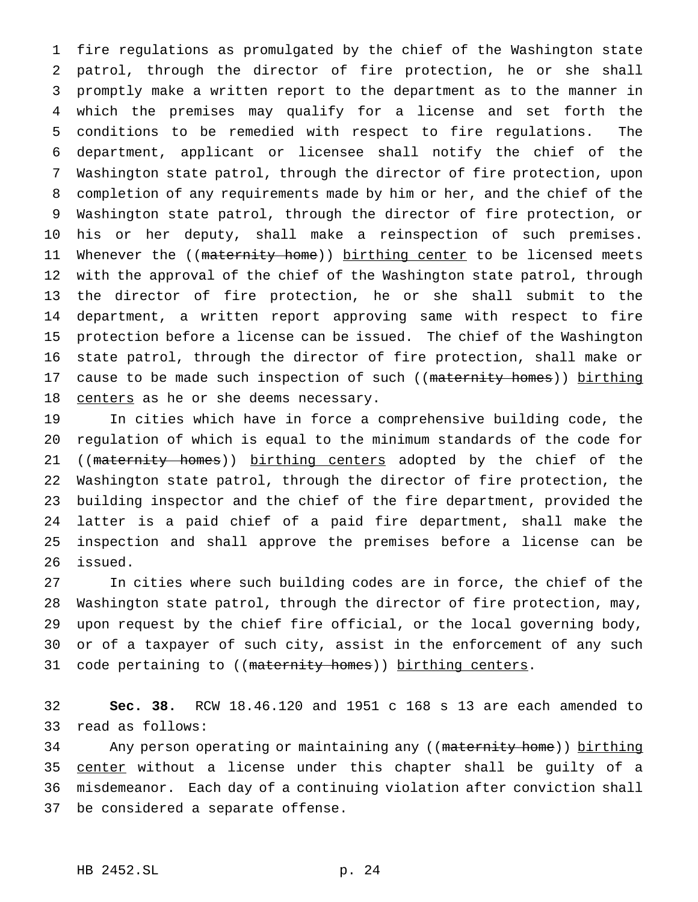fire regulations as promulgated by the chief of the Washington state patrol, through the director of fire protection, he or she shall promptly make a written report to the department as to the manner in which the premises may qualify for a license and set forth the conditions to be remedied with respect to fire regulations. The department, applicant or licensee shall notify the chief of the Washington state patrol, through the director of fire protection, upon completion of any requirements made by him or her, and the chief of the Washington state patrol, through the director of fire protection, or his or her deputy, shall make a reinspection of such premises. Whenever the ((~~maternity home~~)) <u>birthing center</u> to be licensed meets with the approval of the chief of the Washington state patrol, through the director of fire protection, he or she shall submit to the department, a written report approving same with respect to fire protection before a license can be issued. The chief of the Washington state patrol, through the director of fire protection, shall make or cause to be made such inspection of such ((~~maternity homes~~)) <u>birthing centers</u> as he or she deems necessary.

In cities which have in force a comprehensive building code, the regulation of which is equal to the minimum standards of the code for ((~~maternity homes~~)) <u>birthing centers</u> adopted by the chief of the Washington state patrol, through the director of fire protection, the building inspector and the chief of the fire department, provided the latter is a paid chief of a paid fire department, shall make the inspection and shall approve the premises before a license can be issued.

In cities where such building codes are in force, the chief of the Washington state patrol, through the director of fire protection, may, upon request by the chief fire official, or the local governing body, or of a taxpayer of such city, assist in the enforcement of any such code pertaining to ((~~maternity homes~~)) <u>birthing centers</u>.

**Sec. 38.** RCW 18.46.120 and 1951 c 168 s 13 are each amended to read as follows:

Any person operating or maintaining any ((~~maternity home~~)) <u>birthing center</u> without a license under this chapter shall be guilty of a misdemeanor. Each day of a continuing violation after conviction shall be considered a separate offense.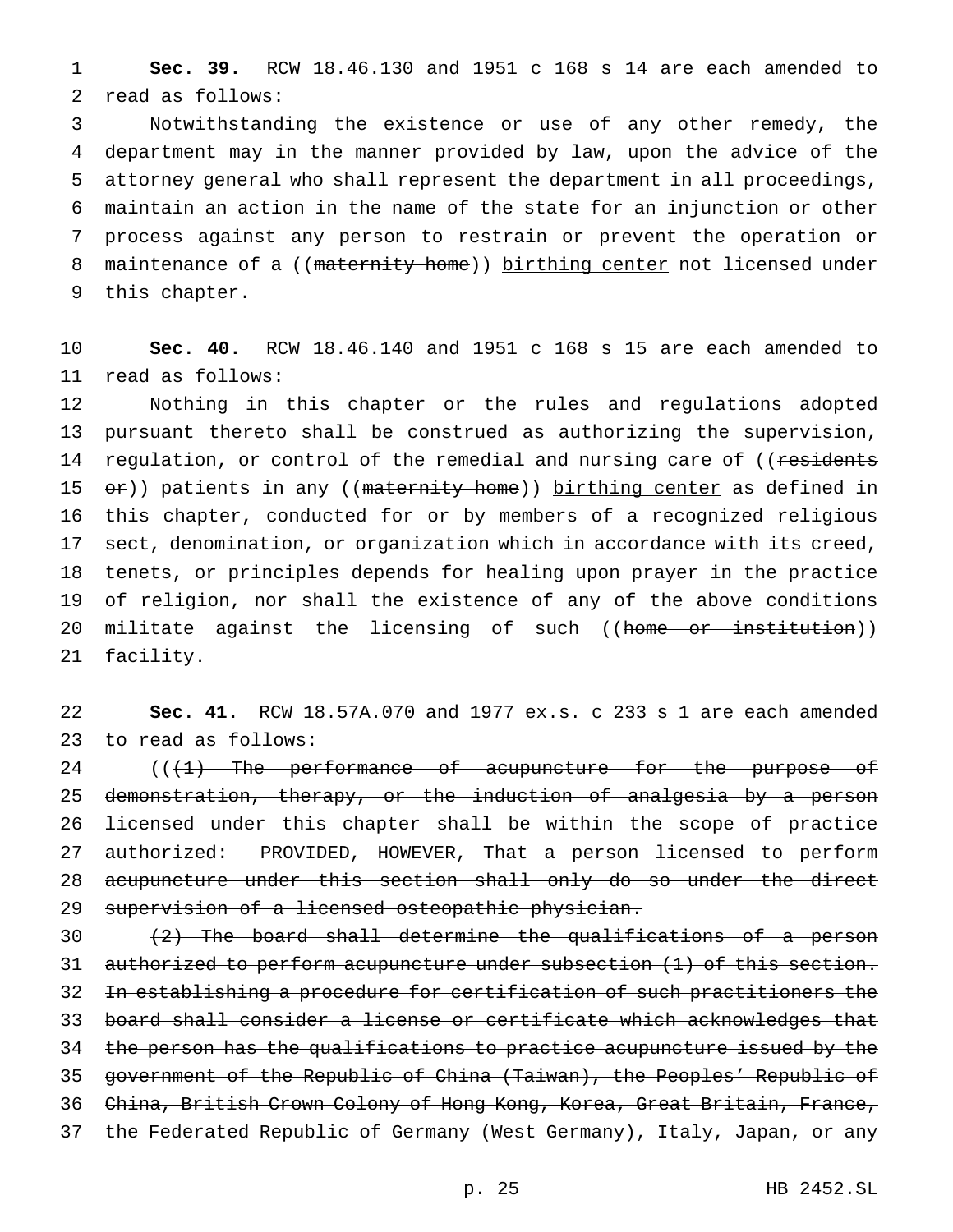**Sec. 39.** RCW 18.46.130 and 1951 c 168 s 14 are each amended to read as follows:

Notwithstanding the existence or use of any other remedy, the department may in the manner provided by law, upon the advice of the attorney general who shall represent the department in all proceedings, maintain an action in the name of the state for an injunction or other process against any person to restrain or prevent the operation or maintenance of a ((~~maternity home~~)) <u>birthing center</u> not licensed under this chapter.

**Sec. 40.** RCW 18.46.140 and 1951 c 168 s 15 are each amended to read as follows:

Nothing in this chapter or the rules and regulations adopted pursuant thereto shall be construed as authorizing the supervision, regulation, or control of the remedial and nursing care of ((~~residents or~~)) patients in any ((~~maternity home~~)) <u>birthing center</u> as defined in this chapter, conducted for or by members of a recognized religious sect, denomination, or organization which in accordance with its creed, tenets, or principles depends for healing upon prayer in the practice of religion, nor shall the existence of any of the above conditions militate against the licensing of such ((~~home or institution~~)) <u>facility</u>.

**Sec. 41.** RCW 18.57A.070 and 1977 ex.s. c 233 s 1 are each amended to read as follows:

((~~(1) The performance of acupuncture for the purpose of demonstration, therapy, or the induction of analgesia by a person licensed under this chapter shall be within the scope of practice authorized: PROVIDED, HOWEVER, That a person licensed to perform acupuncture under this section shall only do so under the direct supervision of a licensed osteopathic physician.~~

~~(2) The board shall determine the qualifications of a person authorized to perform acupuncture under subsection (1) of this section. In establishing a procedure for certification of such practitioners the board shall consider a license or certificate which acknowledges that the person has the qualifications to practice acupuncture issued by the government of the Republic of China (Taiwan), the Peoples' Republic of China, British Crown Colony of Hong Kong, Korea, Great Britain, France, the Federated Republic of Germany (West Germany), Italy, Japan, or any~~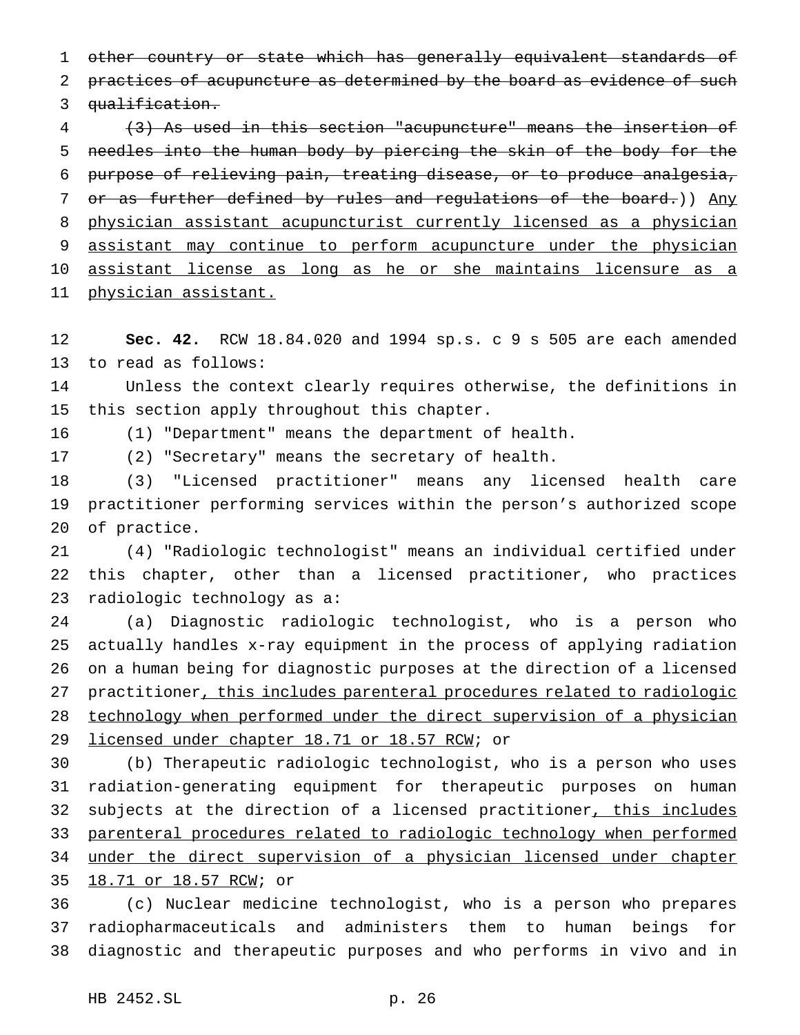~~other country or state which has generally equivalent standards of practices of acupuncture as determined by the board as evidence of such qualification.~~

~~(3) As used in this section "acupuncture" means the insertion of needles into the human body by piercing the skin of the body for the purpose of relieving pain, treating disease, or to produce analgesia, or as further defined by rules and regulations of the board.~~)) <u>Any physician assistant acupuncturist currently licensed as a physician assistant may continue to perform acupuncture under the physician assistant license as long as he or she maintains licensure as a physician assistant.</u>

**Sec. 42.** RCW 18.84.020 and 1994 sp.s. c 9 s 505 are each amended to read as follows:

Unless the context clearly requires otherwise, the definitions in this section apply throughout this chapter.

(1) "Department" means the department of health.

(2) "Secretary" means the secretary of health.

(3) "Licensed practitioner" means any licensed health care practitioner performing services within the person's authorized scope of practice.

(4) "Radiologic technologist" means an individual certified under this chapter, other than a licensed practitioner, who practices radiologic technology as a:

(a) Diagnostic radiologic technologist, who is a person who actually handles x-ray equipment in the process of applying radiation on a human being for diagnostic purposes at the direction of a licensed practitioner<u>, this includes parenteral procedures related to radiologic technology when performed under the direct supervision of a physician licensed under chapter 18.71 or 18.57 RCW</u>; or

(b) Therapeutic radiologic technologist, who is a person who uses radiation-generating equipment for therapeutic purposes on human subjects at the direction of a licensed practitioner<u>, this includes parenteral procedures related to radiologic technology when performed under the direct supervision of a physician licensed under chapter 18.71 or 18.57 RCW</u>; or

(c) Nuclear medicine technologist, who is a person who prepares radiopharmaceuticals and administers them to human beings for diagnostic and therapeutic purposes and who performs in vivo and in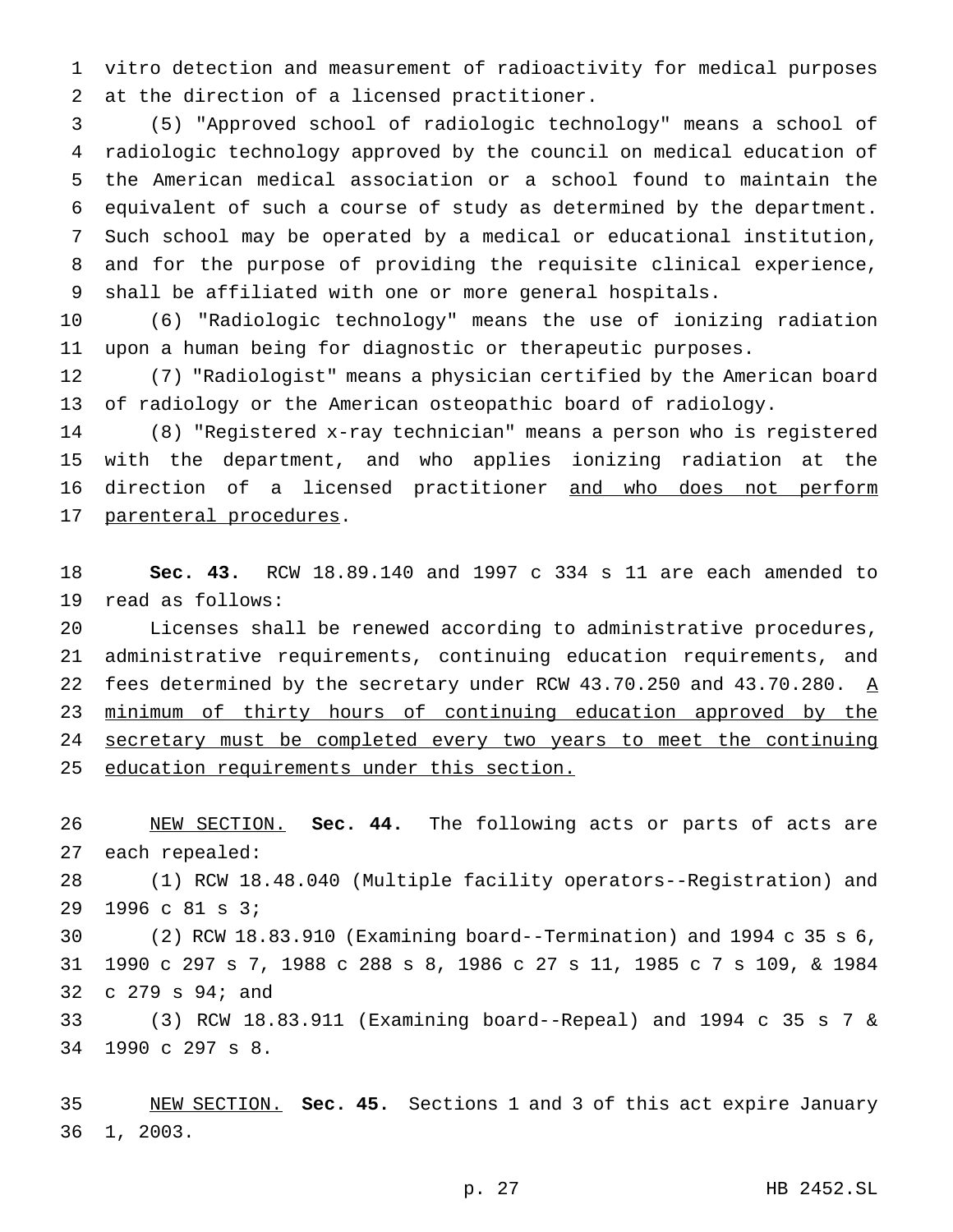vitro detection and measurement of radioactivity for medical purposes at the direction of a licensed practitioner.

(5) "Approved school of radiologic technology" means a school of radiologic technology approved by the council on medical education of the American medical association or a school found to maintain the equivalent of such a course of study as determined by the department. Such school may be operated by a medical or educational institution, and for the purpose of providing the requisite clinical experience, shall be affiliated with one or more general hospitals.

(6) "Radiologic technology" means the use of ionizing radiation upon a human being for diagnostic or therapeutic purposes.

(7) "Radiologist" means a physician certified by the American board of radiology or the American osteopathic board of radiology.

(8) "Registered x-ray technician" means a person who is registered with the department, and who applies ionizing radiation at the direction of a licensed practitioner <u>and who does not perform parenteral procedures</u>.

**Sec. 43.** RCW 18.89.140 and 1997 c 334 s 11 are each amended to read as follows:

Licenses shall be renewed according to administrative procedures, administrative requirements, continuing education requirements, and fees determined by the secretary under RCW 43.70.250 and 43.70.280. <u>A minimum of thirty hours of continuing education approved by the secretary must be completed every two years to meet the continuing education requirements under this section.</u>

<u>NEW SECTION.</u> **Sec. 44.** The following acts or parts of acts are each repealed:

(1) RCW 18.48.040 (Multiple facility operators--Registration) and 1996 c 81 s 3;

(2) RCW 18.83.910 (Examining board--Termination) and 1994 c 35 s 6, 1990 c 297 s 7, 1988 c 288 s 8, 1986 c 27 s 11, 1985 c 7 s 109, & 1984 c 279 s 94; and

(3) RCW 18.83.911 (Examining board--Repeal) and 1994 c 35 s 7 & 1990 c 297 s 8.

<u>NEW SECTION.</u> **Sec. 45.** Sections 1 and 3 of this act expire January 1, 2003.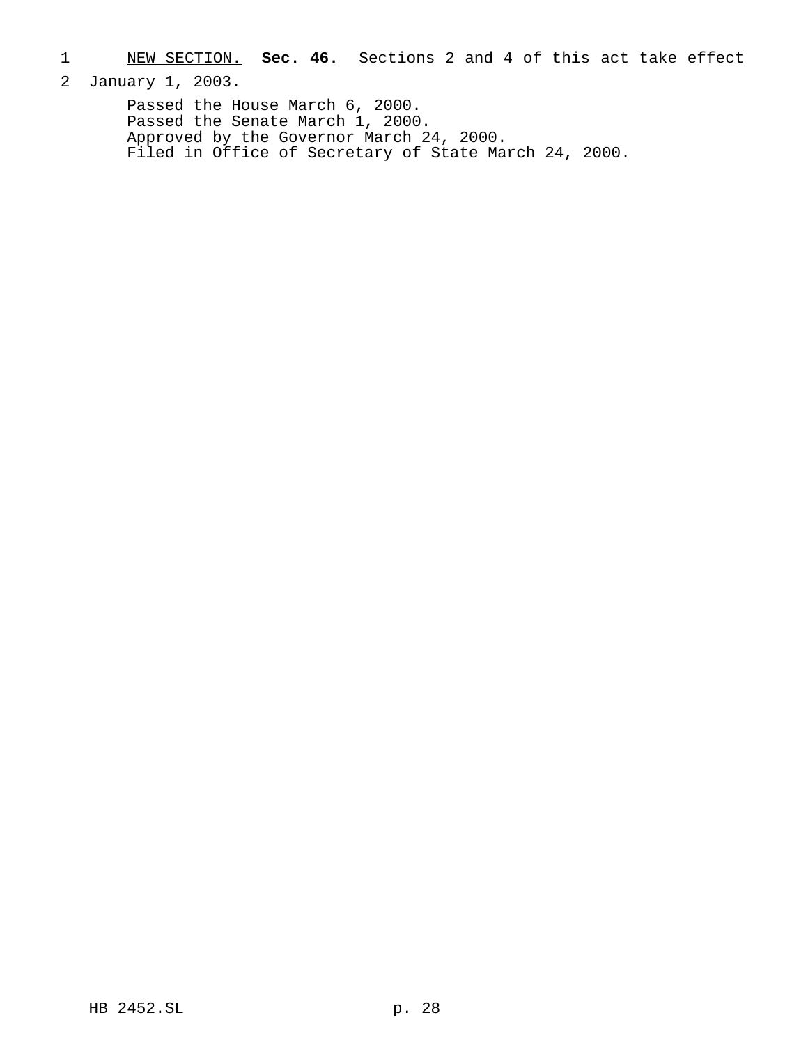NEW SECTION. **Sec. 46.** Sections 2 and 4 of this act take effect January 1, 2003.

Passed the House March 6, 2000.
Passed the Senate March 1, 2000.
Approved by the Governor March 24, 2000.
Filed in Office of Secretary of State March 24, 2000.